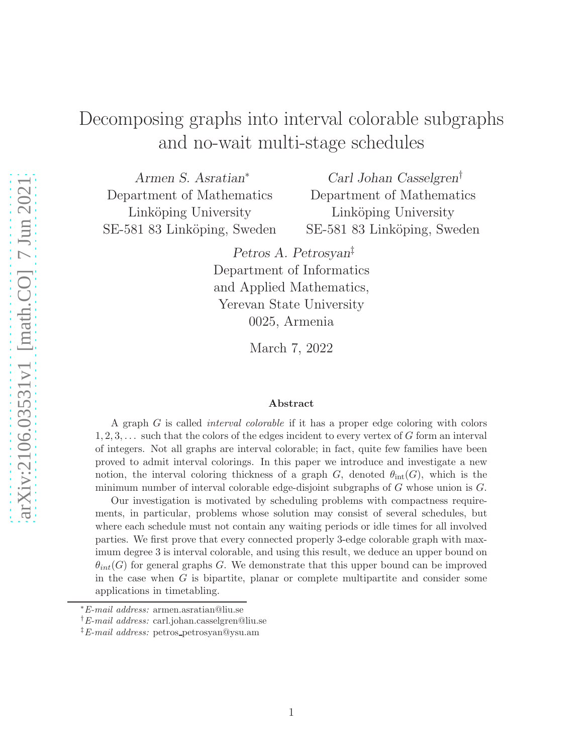# Decomposing graphs into interval colorable subgraphs and no-wait multi-stage schedules

*Armen S. Asratian*[*]
Department of Mathematics
Linköping University
SE-581 83 Linköping, Sweden

*Carl Johan Casselgren*[†]
Department of Mathematics
Linköping University
SE-581 83 Linköping, Sweden

*Petros A. Petrosyan*[‡]
Department of Informatics
and Applied Mathematics,
Yerevan State University
0025, Armenia

March 7, 2022

**Abstract**

A graph $G$ is called *interval colorable* if it has a proper edge coloring with colors $1, 2, 3, \dots$ such that the colors of the edges incident to every vertex of $G$ form an interval of integers. Not all graphs are interval colorable; in fact, quite few families have been proved to admit interval colorings. In this paper we introduce and investigate a new notion, the interval coloring thickness of a graph $G$, denoted $\theta_{\text{int}}(G)$, which is the minimum number of interval colorable edge-disjoint subgraphs of $G$ whose union is $G$.

Our investigation is motivated by scheduling problems with compactness requirements, in particular, problems whose solution may consist of several schedules, but where each schedule must not contain any waiting periods or idle times for all involved parties. We first prove that every connected properly 3-edge colorable graph with maximum degree 3 is interval colorable, and using this result, we deduce an upper bound on $\theta_{int}(G)$ for general graphs $G$. We demonstrate that this upper bound can be improved in the case when $G$ is bipartite, planar or complete multipartite and consider some applications in timetabling.

[*] *E-mail address:* armen.asratian@liu.se

[†] *E-mail address:* carl.johan.casselgren@liu.se

[‡] *E-mail address:* petros_petrosyan@ysu.am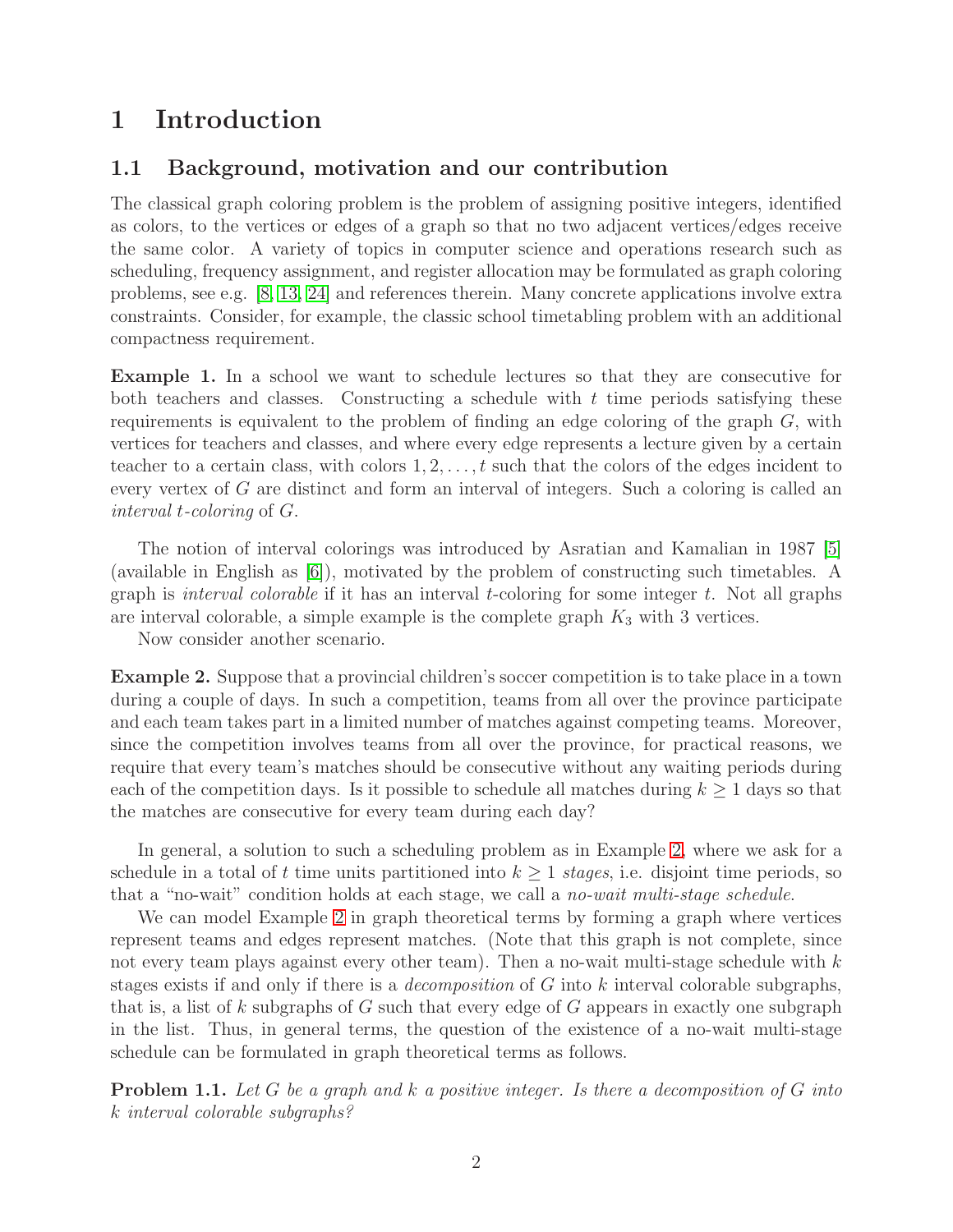# 1 Introduction

## 1.1 Background, motivation and our contribution

The classical graph coloring problem is the problem of assigning positive integers, identified as colors, to the vertices or edges of a graph so that no two adjacent vertices/edges receive the same color. A variety of topics in computer science and operations research such as scheduling, frequency assignment, and register allocation may be formulated as graph coloring problems, see e.g. [8, 13, 24] and references therein. Many concrete applications involve extra constraints. Consider, for example, the classic school timetabling problem with an additional compactness requirement.

**Example 1.** In a school we want to schedule lectures so that they are consecutive for both teachers and classes. Constructing a schedule with $t$ time periods satisfying these requirements is equivalent to the problem of finding an edge coloring of the graph $G$, with vertices for teachers and classes, and where every edge represents a lecture given by a certain teacher to a certain class, with colors $1, 2, \ldots, t$ such that the colors of the edges incident to every vertex of $G$ are distinct and form an interval of integers. Such a coloring is called an *interval $t$-coloring* of $G$.

The notion of interval colorings was introduced by Asratian and Kamalian in 1987 [5] (available in English as [6]), motivated by the problem of constructing such timetables. A graph is *interval colorable* if it has an interval $t$-coloring for some integer $t$. Not all graphs are interval colorable, a simple example is the complete graph $K_3$ with 3 vertices.

Now consider another scenario.

**Example 2.** Suppose that a provincial children's soccer competition is to take place in a town during a couple of days. In such a competition, teams from all over the province participate and each team takes part in a limited number of matches against competing teams. Moreover, since the competition involves teams from all over the province, for practical reasons, we require that every team's matches should be consecutive without any waiting periods during each of the competition days. Is it possible to schedule all matches during $k \geq 1$ days so that the matches are consecutive for every team during each day?

In general, a solution to such a scheduling problem as in Example 2, where we ask for a schedule in a total of $t$ time units partitioned into $k \geq 1$ *stages*, i.e. disjoint time periods, so that a "no-wait" condition holds at each stage, we call a *no-wait multi-stage schedule*.

We can model Example 2 in graph theoretical terms by forming a graph where vertices represent teams and edges represent matches. (Note that this graph is not complete, since not every team plays against every other team). Then a no-wait multi-stage schedule with $k$ stages exists if and only if there is a *decomposition* of $G$ into $k$ interval colorable subgraphs, that is, a list of $k$ subgraphs of $G$ such that every edge of $G$ appears in exactly one subgraph in the list. Thus, in general terms, the question of the existence of a no-wait multi-stage schedule can be formulated in graph theoretical terms as follows.

**Problem 1.1.** *Let $G$ be a graph and $k$ a positive integer. Is there a decomposition of $G$ into $k$ interval colorable subgraphs?*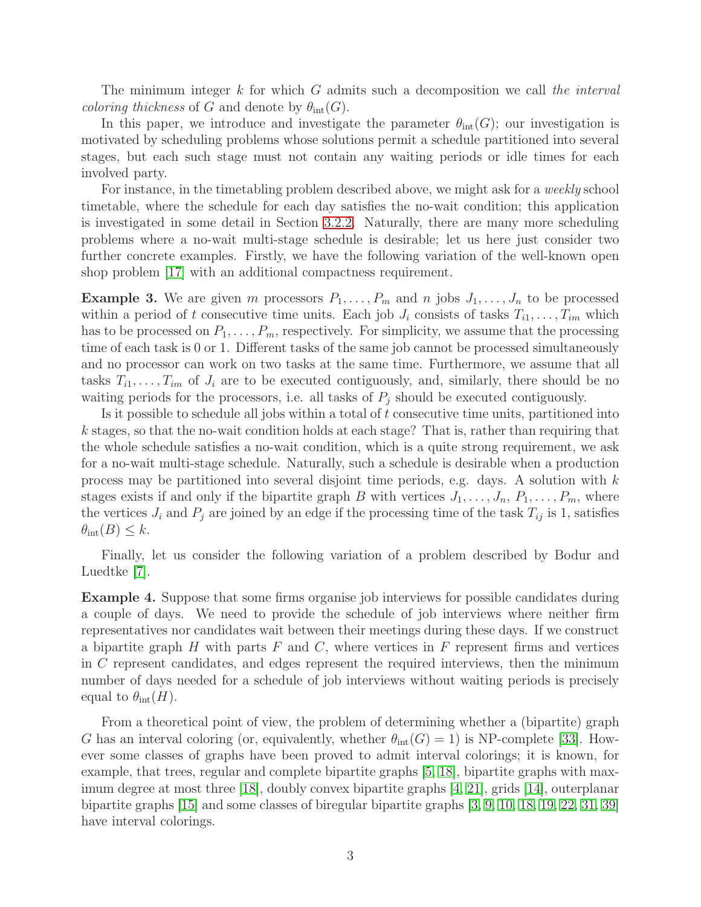The minimum integer $k$ for which $G$ admits such a decomposition we call *the interval coloring thickness* of $G$ and denote by $\theta_{\text{int}}(G)$.

In this paper, we introduce and investigate the parameter $\theta_{\text{int}}(G)$; our investigation is motivated by scheduling problems whose solutions permit a schedule partitioned into several stages, but each such stage must not contain any waiting periods or idle times for each involved party.

For instance, in the timetabling problem described above, we might ask for a *weekly* school timetable, where the schedule for each day satisfies the no-wait condition; this application is investigated in some detail in Section 3.2.2. Naturally, there are many more scheduling problems where a no-wait multi-stage schedule is desirable; let us here just consider two further concrete examples. Firstly, we have the following variation of the well-known open shop problem [17] with an additional compactness requirement.

**Example 3.** We are given $m$ processors $P_1, \dots, P_m$ and $n$ jobs $J_1, \dots, J_n$ to be processed within a period of $t$ consecutive time units. Each job $J_i$ consists of tasks $T_{i1}, \dots, T_{im}$ which has to be processed on $P_1, \dots, P_m$, respectively. For simplicity, we assume that the processing time of each task is 0 or 1. Different tasks of the same job cannot be processed simultaneously and no processor can work on two tasks at the same time. Furthermore, we assume that all tasks $T_{i1}, \dots, T_{im}$ of $J_i$ are to be executed contiguously, and, similarly, there should be no waiting periods for the processors, i.e. all tasks of $P_j$ should be executed contiguously.

Is it possible to schedule all jobs within a total of $t$ consecutive time units, partitioned into $k$ stages, so that the no-wait condition holds at each stage? That is, rather than requiring that the whole schedule satisfies a no-wait condition, which is a quite strong requirement, we ask for a no-wait multi-stage schedule. Naturally, such a schedule is desirable when a production process may be partitioned into several disjoint time periods, e.g. days. A solution with $k$ stages exists if and only if the bipartite graph $B$ with vertices $J_1, \dots, J_n$, $P_1, \dots, P_m$, where the vertices $J_i$ and $P_j$ are joined by an edge if the processing time of the task $T_{ij}$ is 1, satisfies $\theta_{\text{int}}(B) \leq k$.

Finally, let us consider the following variation of a problem described by Bodur and Luedtke [7].

**Example 4.** Suppose that some firms organise job interviews for possible candidates during a couple of days. We need to provide the schedule of job interviews where neither firm representatives nor candidates wait between their meetings during these days. If we construct a bipartite graph $H$ with parts $F$ and $C$, where vertices in $F$ represent firms and vertices in $C$ represent candidates, and edges represent the required interviews, then the minimum number of days needed for a schedule of job interviews without waiting periods is precisely equal to $\theta_{\text{int}}(H)$.

From a theoretical point of view, the problem of determining whether a (bipartite) graph $G$ has an interval coloring (or, equivalently, whether $\theta_{\text{int}}(G) = 1$) is NP-complete [33]. However some classes of graphs have been proved to admit interval colorings; it is known, for example, that trees, regular and complete bipartite graphs [5, 18], bipartite graphs with maximum degree at most three [18], doubly convex bipartite graphs [4, 21], grids [14], outerplanar bipartite graphs [15] and some classes of biregular bipartite graphs [3, 9, 10, 18, 19, 22, 31, 39] have interval colorings.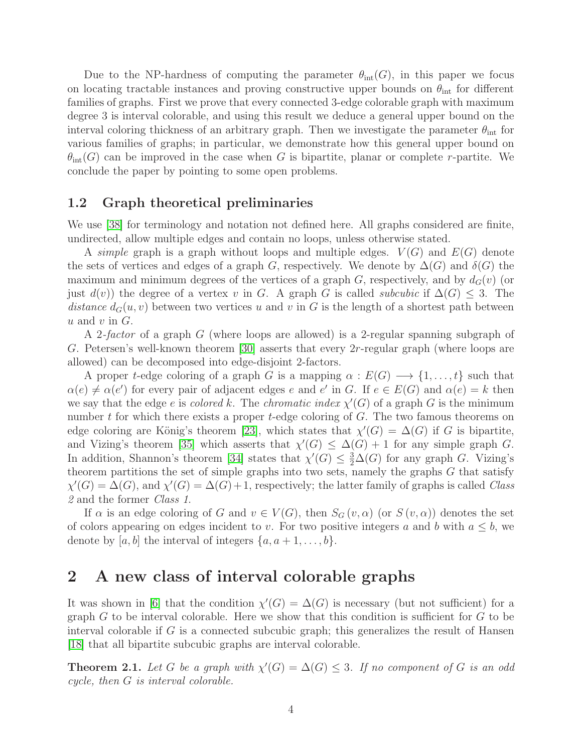Due to the NP-hardness of computing the parameter $\theta_{\mathrm{int}}(G)$, in this paper we focus on locating tractable instances and proving constructive upper bounds on $\theta_{\mathrm{int}}$ for different families of graphs. First we prove that every connected 3-edge colorable graph with maximum degree 3 is interval colorable, and using this result we deduce a general upper bound on the interval coloring thickness of an arbitrary graph. Then we investigate the parameter $\theta_{\mathrm{int}}$ for various families of graphs; in particular, we demonstrate how this general upper bound on $\theta_{\mathrm{int}}(G)$ can be improved in the case when $G$ is bipartite, planar or complete $r$-partite. We conclude the paper by pointing to some open problems.

## 1.2 Graph theoretical preliminaries

We use [38] for terminology and notation not defined here. All graphs considered are finite, undirected, allow multiple edges and contain no loops, unless otherwise stated.

A *simple* graph is a graph without loops and multiple edges. $V(G)$ and $E(G)$ denote the sets of vertices and edges of a graph $G$, respectively. We denote by $\Delta(G)$ and $\delta(G)$ the maximum and minimum degrees of the vertices of a graph $G$, respectively, and by $d_G(v)$ (or just $d(v)$) the degree of a vertex $v$ in $G$. A graph $G$ is called *subcubic* if $\Delta(G) \leq 3$. The *distance* $d_G(u,v)$ between two vertices $u$ and $v$ in $G$ is the length of a shortest path between $u$ and $v$ in $G$.

A *2-factor* of a graph $G$ (where loops are allowed) is a 2-regular spanning subgraph of $G$. Petersen's well-known theorem [30] asserts that every $2r$-regular graph (where loops are allowed) can be decomposed into edge-disjoint 2-factors.

A proper $t$-edge coloring of a graph $G$ is a mapping $\alpha : E(G) \longrightarrow \{1,\ldots,t\}$ such that $\alpha(e) \neq \alpha(e')$ for every pair of adjacent edges $e$ and $e'$ in $G$. If $e \in E(G)$ and $\alpha(e) = k$ then we say that the edge $e$ is *colored* $k$. The *chromatic index* $\chi'(G)$ of a graph $G$ is the minimum number $t$ for which there exists a proper $t$-edge coloring of $G$. The two famous theorems on edge coloring are König's theorem [23], which states that $\chi'(G) = \Delta(G)$ if $G$ is bipartite, and Vizing's theorem [35] which asserts that $\chi'(G) \leq \Delta(G) + 1$ for any simple graph $G$. In addition, Shannon's theorem [34] states that $\chi'(G) \leq \frac{3}{2}\Delta(G)$ for any graph $G$. Vizing's theorem partitions the set of simple graphs into two sets, namely the graphs $G$ that satisfy $\chi'(G) = \Delta(G)$, and $\chi'(G) = \Delta(G)+1$, respectively; the latter family of graphs is called *Class 2* and the former *Class 1*.

If $\alpha$ is an edge coloring of $G$ and $v \in V(G)$, then $S_G(v,\alpha)$ (or $S(v,\alpha)$) denotes the set of colors appearing on edges incident to $v$. For two positive integers $a$ and $b$ with $a \leq b$, we denote by $[a,b]$ the interval of integers $\{a, a+1, \ldots, b\}$.

# 2 A new class of interval colorable graphs

It was shown in [6] that the condition $\chi'(G) = \Delta(G)$ is necessary (but not sufficient) for a graph $G$ to be interval colorable. Here we show that this condition is sufficient for $G$ to be interval colorable if $G$ is a connected subcubic graph; this generalizes the result of Hansen [18] that all bipartite subcubic graphs are interval colorable.

**Theorem 2.1.** *Let $G$ be a graph with $\chi'(G) = \Delta(G) \leq 3$. If no component of $G$ is an odd cycle, then $G$ is interval colorable.*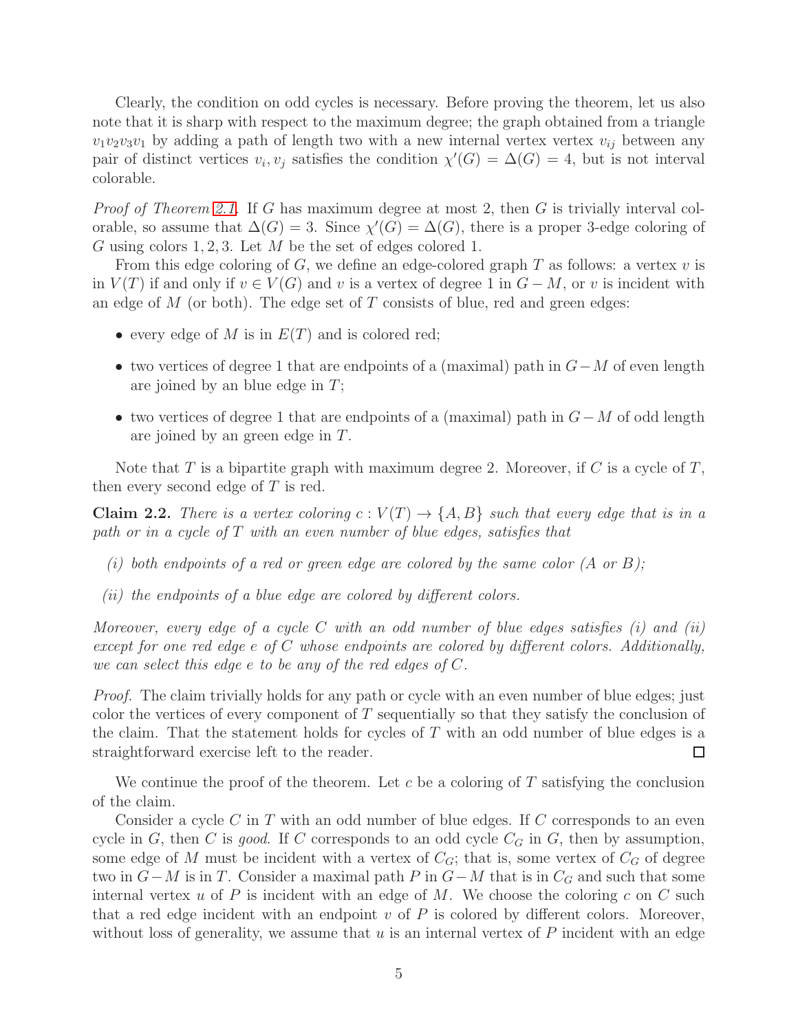Clearly, the condition on odd cycles is necessary. Before proving the theorem, let us also note that it is sharp with respect to the maximum degree; the graph obtained from a triangle $v_1v_2v_3v_1$ by adding a path of length two with a new internal vertex vertex $v_{ij}$ between any pair of distinct vertices $v_i, v_j$ satisfies the condition $\chi'(G) = \Delta(G) = 4$, but is not interval colorable.

*Proof of Theorem 2.1.* If $G$ has maximum degree at most 2, then $G$ is trivially interval colorable, so assume that $\Delta(G) = 3$. Since $\chi'(G) = \Delta(G)$, there is a proper 3-edge coloring of $G$ using colors $1, 2, 3$. Let $M$ be the set of edges colored 1.

From this edge coloring of $G$, we define an edge-colored graph $T$ as follows: a vertex $v$ is in $V(T)$ if and only if $v \in V(G)$ and $v$ is a vertex of degree 1 in $G - M$, or $v$ is incident with an edge of $M$ (or both). The edge set of $T$ consists of blue, red and green edges:

- every edge of $M$ is in $E(T)$ and is colored red;
- two vertices of degree 1 that are endpoints of a (maximal) path in $G-M$ of even length are joined by an blue edge in $T$;
- two vertices of degree 1 that are endpoints of a (maximal) path in $G-M$ of odd length are joined by an green edge in $T$.

Note that $T$ is a bipartite graph with maximum degree 2. Moreover, if $C$ is a cycle of $T$, then every second edge of $T$ is red.

**Claim 2.2.** *There is a vertex coloring $c : V(T) \to \{A, B\}$ such that every edge that is in a path or in a cycle of $T$ with an even number of blue edges, satisfies that*

*(i) both endpoints of a red or green edge are colored by the same color ($A$ or $B$);*

*(ii) the endpoints of a blue edge are colored by different colors.*

*Moreover, every edge of a cycle $C$ with an odd number of blue edges satisfies (i) and (ii) except for one red edge $e$ of $C$ whose endpoints are colored by different colors. Additionally, we can select this edge $e$ to be any of the red edges of $C$.*

*Proof.* The claim trivially holds for any path or cycle with an even number of blue edges; just color the vertices of every component of $T$ sequentially so that they satisfy the conclusion of the claim. That the statement holds for cycles of $T$ with an odd number of blue edges is a straightforward exercise left to the reader. $\square$

We continue the proof of the theorem. Let $c$ be a coloring of $T$ satisfying the conclusion of the claim.

Consider a cycle $C$ in $T$ with an odd number of blue edges. If $C$ corresponds to an even cycle in $G$, then $C$ is *good*. If $C$ corresponds to an odd cycle $C_G$ in $G$, then by assumption, some edge of $M$ must be incident with a vertex of $C_G$; that is, some vertex of $C_G$ of degree two in $G-M$ is in $T$. Consider a maximal path $P$ in $G-M$ that is in $C_G$ and such that some internal vertex $u$ of $P$ is incident with an edge of $M$. We choose the coloring $c$ on $C$ such that a red edge incident with an endpoint $v$ of $P$ is colored by different colors. Moreover, without loss of generality, we assume that $u$ is an internal vertex of $P$ incident with an edge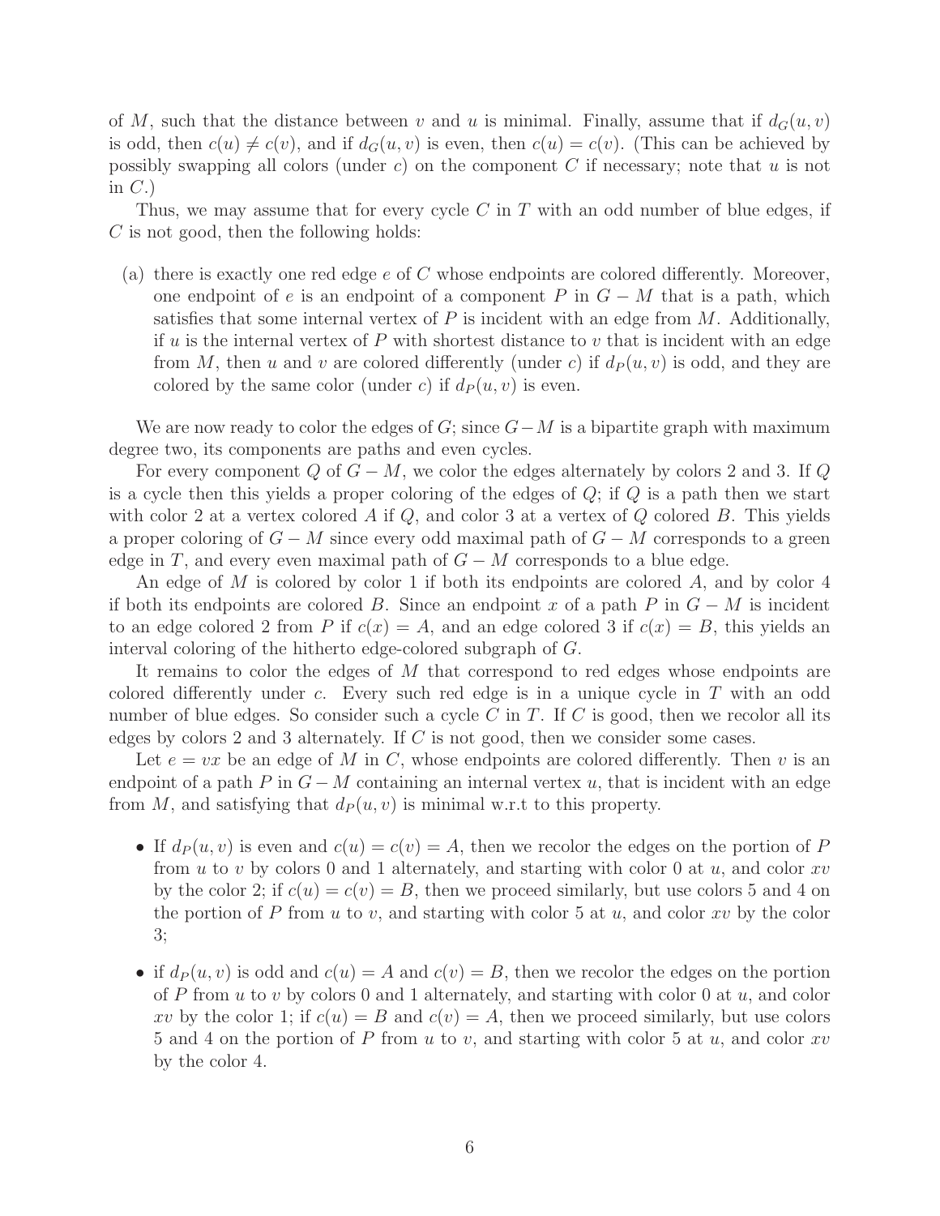of $M$, such that the distance between $v$ and $u$ is minimal. Finally, assume that if $d_G(u,v)$ is odd, then $c(u) \neq c(v)$, and if $d_G(u,v)$ is even, then $c(u) = c(v)$. (This can be achieved by possibly swapping all colors (under $c$) on the component $C$ if necessary; note that $u$ is not in $C$.)

Thus, we may assume that for every cycle $C$ in $T$ with an odd number of blue edges, if $C$ is not good, then the following holds:

(a) there is exactly one red edge $e$ of $C$ whose endpoints are colored differently. Moreover, one endpoint of $e$ is an endpoint of a component $P$ in $G - M$ that is a path, which satisfies that some internal vertex of $P$ is incident with an edge from $M$. Additionally, if $u$ is the internal vertex of $P$ with shortest distance to $v$ that is incident with an edge from $M$, then $u$ and $v$ are colored differently (under $c$) if $d_P(u,v)$ is odd, and they are colored by the same color (under $c$) if $d_P(u,v)$ is even.

We are now ready to color the edges of $G$; since $G-M$ is a bipartite graph with maximum degree two, its components are paths and even cycles.

For every component $Q$ of $G - M$, we color the edges alternately by colors 2 and 3. If $Q$ is a cycle then this yields a proper coloring of the edges of $Q$; if $Q$ is a path then we start with color 2 at a vertex colored $A$ if $Q$, and color 3 at a vertex of $Q$ colored $B$. This yields a proper coloring of $G - M$ since every odd maximal path of $G - M$ corresponds to a green edge in $T$, and every even maximal path of $G - M$ corresponds to a blue edge.

An edge of $M$ is colored by color 1 if both its endpoints are colored $A$, and by color 4 if both its endpoints are colored $B$. Since an endpoint $x$ of a path $P$ in $G - M$ is incident to an edge colored 2 from $P$ if $c(x) = A$, and an edge colored 3 if $c(x) = B$, this yields an interval coloring of the hitherto edge-colored subgraph of $G$.

It remains to color the edges of $M$ that correspond to red edges whose endpoints are colored differently under $c$. Every such red edge is in a unique cycle in $T$ with an odd number of blue edges. So consider such a cycle $C$ in $T$. If $C$ is good, then we recolor all its edges by colors 2 and 3 alternately. If $C$ is not good, then we consider some cases.

Let $e = vx$ be an edge of $M$ in $C$, whose endpoints are colored differently. Then $v$ is an endpoint of a path $P$ in $G - M$ containing an internal vertex $u$, that is incident with an edge from $M$, and satisfying that $d_P(u,v)$ is minimal w.r.t to this property.

- If $d_P(u,v)$ is even and $c(u) = c(v) = A$, then we recolor the edges on the portion of $P$ from $u$ to $v$ by colors 0 and 1 alternately, and starting with color 0 at $u$, and color $xv$ by the color 2; if $c(u) = c(v) = B$, then we proceed similarly, but use colors 5 and 4 on the portion of $P$ from $u$ to $v$, and starting with color 5 at $u$, and color $xv$ by the color 3;
- if $d_P(u,v)$ is odd and $c(u) = A$ and $c(v) = B$, then we recolor the edges on the portion of $P$ from $u$ to $v$ by colors 0 and 1 alternately, and starting with color 0 at $u$, and color $xv$ by the color 1; if $c(u) = B$ and $c(v) = A$, then we proceed similarly, but use colors 5 and 4 on the portion of $P$ from $u$ to $v$, and starting with color 5 at $u$, and color $xv$ by the color 4.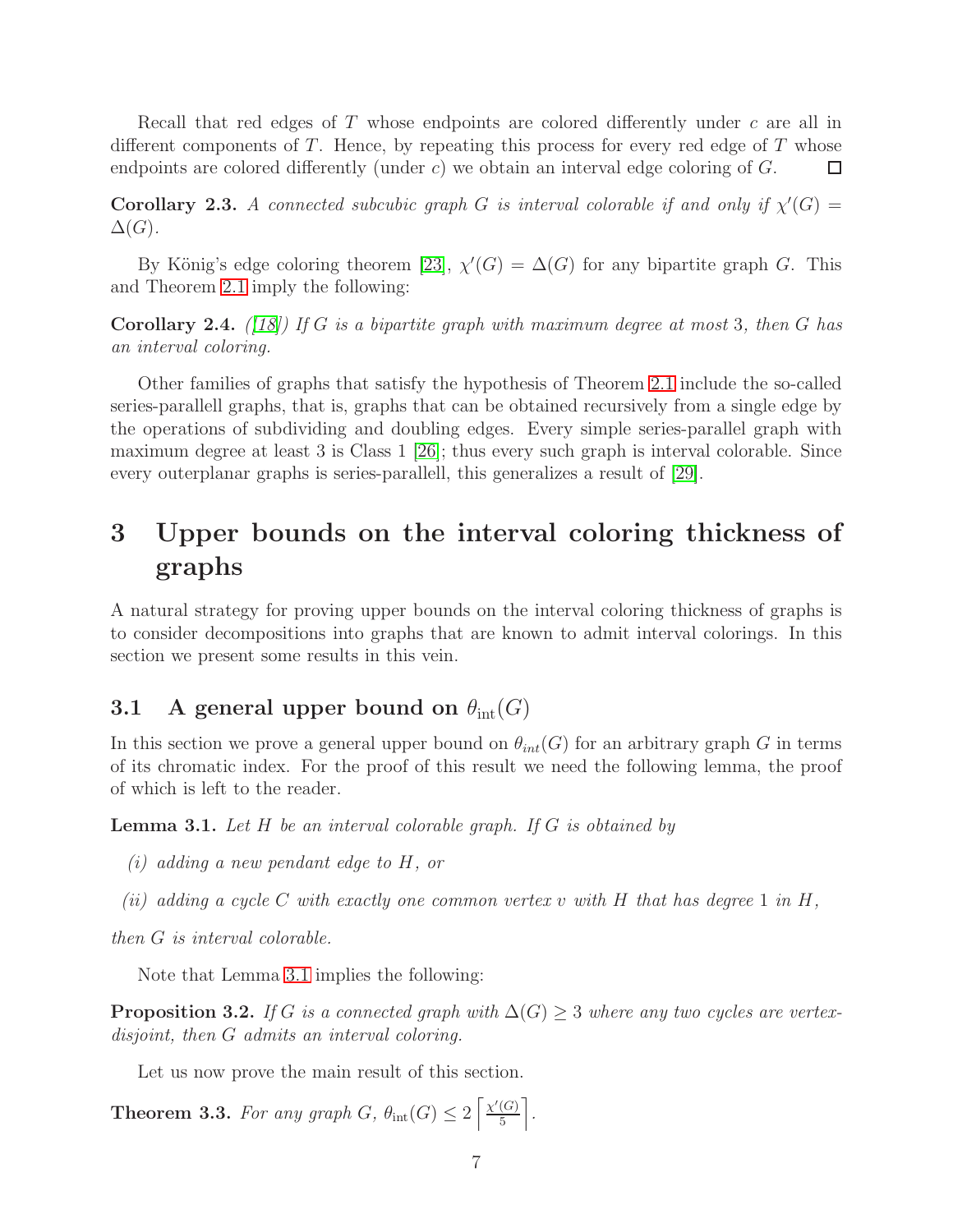Recall that red edges of $T$ whose endpoints are colored differently under $c$ are all in different components of $T$. Hence, by repeating this process for every red edge of $T$ whose endpoints are colored differently (under $c$) we obtain an interval edge coloring of $G$. □

**Corollary 2.3.** *A connected subcubic graph $G$ is interval colorable if and only if $\chi'(G) = \Delta(G)$.*

By König's edge coloring theorem [23], $\chi'(G) = \Delta(G)$ for any bipartite graph $G$. This and Theorem 2.1 imply the following:

**Corollary 2.4.** *([18]) If $G$ is a bipartite graph with maximum degree at most 3, then $G$ has an interval coloring.*

Other families of graphs that satisfy the hypothesis of Theorem 2.1 include the so-called series-parallell graphs, that is, graphs that can be obtained recursively from a single edge by the operations of subdividing and doubling edges. Every simple series-parallel graph with maximum degree at least 3 is Class 1 [26]; thus every such graph is interval colorable. Since every outerplanar graphs is series-parallell, this generalizes a result of [29].

# 3 Upper bounds on the interval coloring thickness of graphs

A natural strategy for proving upper bounds on the interval coloring thickness of graphs is to consider decompositions into graphs that are known to admit interval colorings. In this section we present some results in this vein.

## 3.1 A general upper bound on $\theta_{\text{int}}(G)$

In this section we prove a general upper bound on $\theta_{int}(G)$ for an arbitrary graph $G$ in terms of its chromatic index. For the proof of this result we need the following lemma, the proof of which is left to the reader.

**Lemma 3.1.** *Let $H$ be an interval colorable graph. If $G$ is obtained by*

*(i) adding a new pendant edge to $H$, or*

*(ii) adding a cycle $C$ with exactly one common vertex $v$ with $H$ that has degree 1 in $H$,*

*then $G$ is interval colorable.*

Note that Lemma 3.1 implies the following:

**Proposition 3.2.** *If $G$ is a connected graph with $\Delta(G) \geq 3$ where any two cycles are vertex-disjoint, then $G$ admits an interval coloring.*

Let us now prove the main result of this section.

**Theorem 3.3.** *For any graph $G$, $\theta_{\text{int}}(G) \leq 2 \left\lceil \frac{\chi'(G)}{5} \right\rceil$.*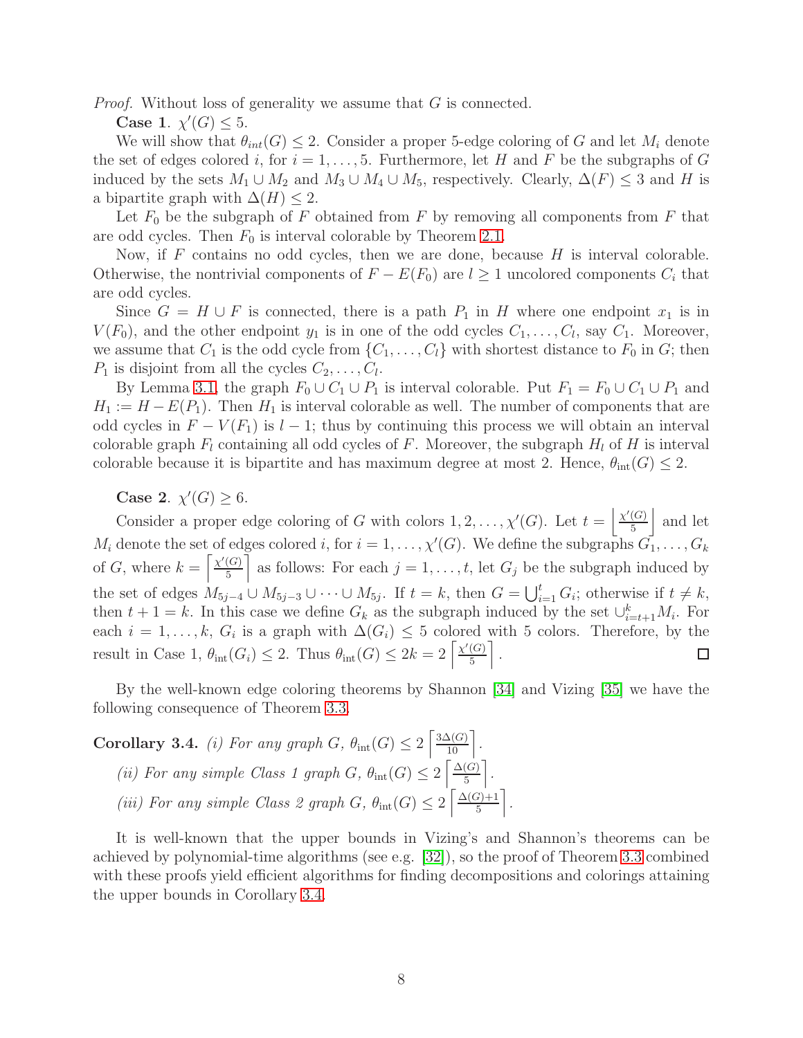*Proof.* Without loss of generality we assume that $G$ is connected.

**Case 1**. $\chi'(G) \leq 5$.

We will show that $\theta_{int}(G) \leq 2$. Consider a proper 5-edge coloring of $G$ and let $M_i$ denote the set of edges colored $i$, for $i = 1, \ldots, 5$. Furthermore, let $H$ and $F$ be the subgraphs of $G$ induced by the sets $M_1 \cup M_2$ and $M_3 \cup M_4 \cup M_5$, respectively. Clearly, $\Delta(F) \leq 3$ and $H$ is a bipartite graph with $\Delta(H) \leq 2$.

Let $F_0$ be the subgraph of $F$ obtained from $F$ by removing all components from $F$ that are odd cycles. Then $F_0$ is interval colorable by Theorem 2.1.

Now, if $F$ contains no odd cycles, then we are done, because $H$ is interval colorable. Otherwise, the nontrivial components of $F - E(F_0)$ are $l \geq 1$ uncolored components $C_i$ that are odd cycles.

Since $G = H \cup F$ is connected, there is a path $P_1$ in $H$ where one endpoint $x_1$ is in $V(F_0)$, and the other endpoint $y_1$ is in one of the odd cycles $C_1, \ldots, C_l$, say $C_1$. Moreover, we assume that $C_1$ is the odd cycle from $\{C_1, \ldots, C_l\}$ with shortest distance to $F_0$ in $G$; then $P_1$ is disjoint from all the cycles $C_2, \ldots, C_l$.

By Lemma 3.1, the graph $F_0 \cup C_1 \cup P_1$ is interval colorable. Put $F_1 = F_0 \cup C_1 \cup P_1$ and $H_1 := H - E(P_1)$. Then $H_1$ is interval colorable as well. The number of components that are odd cycles in $F - V(F_1)$ is $l - 1$; thus by continuing this process we will obtain an interval colorable graph $F_l$ containing all odd cycles of $F$. Moreover, the subgraph $H_l$ of $H$ is interval colorable because it is bipartite and has maximum degree at most 2. Hence, $\theta_{\text{int}}(G) \leq 2$.

**Case 2**. $\chi'(G) \geq 6$.

Consider a proper edge coloring of $G$ with colors $1, 2, \ldots, \chi'(G)$. Let $t = \left\lfloor \frac{\chi'(G)}{5} \right\rfloor$ and let $M_i$ denote the set of edges colored $i$, for $i = 1, \ldots, \chi'(G)$. We define the subgraphs $G_1, \ldots, G_k$ of $G$, where $k = \left\lceil \frac{\chi'(G)}{5} \right\rceil$ as follows: For each $j = 1, \ldots, t$, let $G_j$ be the subgraph induced by the set of edges $M_{5j-4} \cup M_{5j-3} \cup \cdots \cup M_{5j}$. If $t = k$, then $G = \bigcup_{i=1}^{t} G_i$; otherwise if $t \neq k$, then $t + 1 = k$. In this case we define $G_k$ as the subgraph induced by the set $\cup_{i=t+1}^{k} M_i$. For each $i = 1, \ldots, k$, $G_i$ is a graph with $\Delta(G_i) \leq 5$ colored with 5 colors. Therefore, by the result in Case 1, $\theta_{\text{int}}(G_i) \leq 2$. Thus $\theta_{\text{int}}(G) \leq 2k = 2\left\lceil \frac{\chi'(G)}{5} \right\rceil$. ◻

By the well-known edge coloring theorems by Shannon [34] and Vizing [35] we have the following consequence of Theorem 3.3.

**Corollary 3.4.** *(i) For any graph $G$, $\theta_{\text{int}}(G) \leq 2\left\lceil \frac{3\Delta(G)}{10} \right\rceil$.*

*(ii) For any simple Class 1 graph $G$, $\theta_{\text{int}}(G) \leq 2\left\lceil \frac{\Delta(G)}{5} \right\rceil$.*

*(iii) For any simple Class 2 graph $G$, $\theta_{\text{int}}(G) \leq 2\left\lceil \frac{\Delta(G)+1}{5} \right\rceil$.*

It is well-known that the upper bounds in Vizing's and Shannon's theorems can be achieved by polynomial-time algorithms (see e.g. [32]), so the proof of Theorem 3.3 combined with these proofs yield efficient algorithms for finding decompositions and colorings attaining the upper bounds in Corollary 3.4.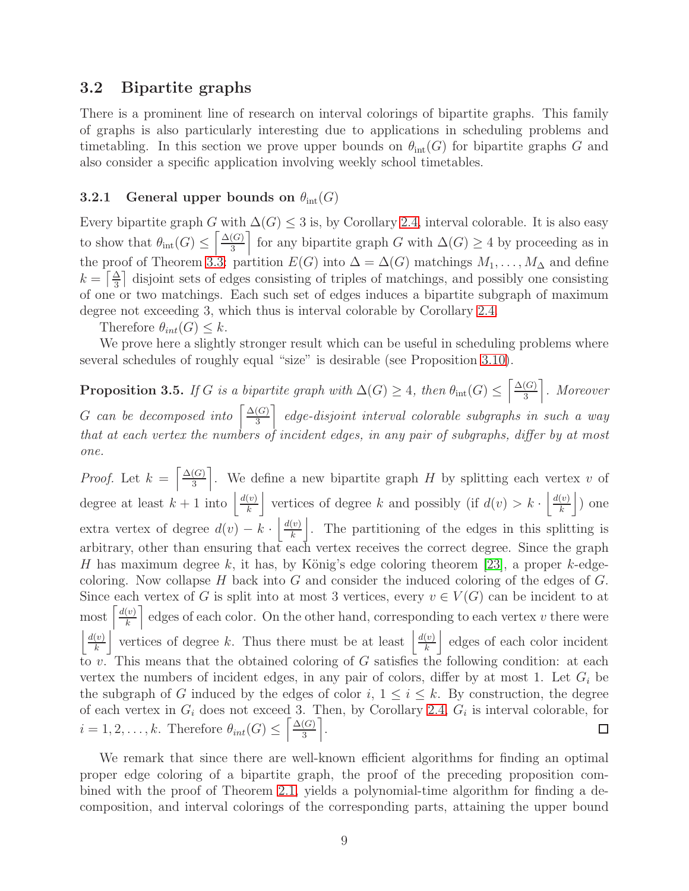## 3.2 Bipartite graphs

There is a prominent line of research on interval colorings of bipartite graphs. This family of graphs is also particularly interesting due to applications in scheduling problems and timetabling. In this section we prove upper bounds on $\theta_{\rm int}(G)$ for bipartite graphs $G$ and also consider a specific application involving weekly school timetables.

### 3.2.1 General upper bounds on $\theta_{\rm int}(G)$

Every bipartite graph $G$ with $\Delta(G) \leq 3$ is, by Corollary 2.4, interval colorable. It is also easy to show that $\theta_{\rm int}(G) \leq \left\lceil \frac{\Delta(G)}{3} \right\rceil$ for any bipartite graph $G$ with $\Delta(G) \geq 4$ by proceeding as in the proof of Theorem 3.3: partition $E(G)$ into $\Delta = \Delta(G)$ matchings $M_1, \dots, M_\Delta$ and define $k = \left\lceil \frac{\Delta}{3} \right\rceil$ disjoint sets of edges consisting of triples of matchings, and possibly one consisting of one or two matchings. Each such set of edges induces a bipartite subgraph of maximum degree not exceeding 3, which thus is interval colorable by Corollary 2.4.

Therefore $\theta_{int}(G) \leq k$.

We prove here a slightly stronger result which can be useful in scheduling problems where several schedules of roughly equal "size" is desirable (see Proposition 3.10).

**Proposition 3.5.** *If $G$ is a bipartite graph with $\Delta(G) \geq 4$, then $\theta_{\rm int}(G) \leq \left\lceil \frac{\Delta(G)}{3} \right\rceil$. Moreover $G$ can be decomposed into $\left\lceil \frac{\Delta(G)}{3} \right\rceil$ edge-disjoint interval colorable subgraphs in such a way that at each vertex the numbers of incident edges, in any pair of subgraphs, differ by at most one.*

*Proof.* Let $k = \left\lceil \frac{\Delta(G)}{3} \right\rceil$. We define a new bipartite graph $H$ by splitting each vertex $v$ of degree at least $k+1$ into $\left\lfloor \frac{d(v)}{k} \right\rfloor$ vertices of degree $k$ and possibly (if $d(v) > k \cdot \left\lfloor \frac{d(v)}{k} \right\rfloor$) one extra vertex of degree $d(v) - k \cdot \left\lfloor \frac{d(v)}{k} \right\rfloor$. The partitioning of the edges in this splitting is arbitrary, other than ensuring that each vertex receives the correct degree. Since the graph $H$ has maximum degree $k$, it has, by König's edge coloring theorem [23], a proper $k$-edge-coloring. Now collapse $H$ back into $G$ and consider the induced coloring of the edges of $G$. Since each vertex of $G$ is split into at most 3 vertices, every $v \in V(G)$ can be incident to at most $\left\lceil \frac{d(v)}{k} \right\rceil$ edges of each color. On the other hand, corresponding to each vertex $v$ there were $\left\lfloor \frac{d(v)}{k} \right\rfloor$ vertices of degree $k$. Thus there must be at least $\left\lfloor \frac{d(v)}{k} \right\rfloor$ edges of each color incident to $v$. This means that the obtained coloring of $G$ satisfies the following condition: at each vertex the numbers of incident edges, in any pair of colors, differ by at most 1. Let $G_i$ be the subgraph of $G$ induced by the edges of color $i$, $1 \leq i \leq k$. By construction, the degree of each vertex in $G_i$ does not exceed 3. Then, by Corollary 2.4, $G_i$ is interval colorable, for $i = 1, 2, \dots, k$. Therefore $\theta_{int}(G) \leq \left\lceil \frac{\Delta(G)}{3} \right\rceil$. $\square$

We remark that since there are well-known efficient algorithms for finding an optimal proper edge coloring of a bipartite graph, the proof of the preceding proposition combined with the proof of Theorem 2.1, yields a polynomial-time algorithm for finding a decomposition, and interval colorings of the corresponding parts, attaining the upper bound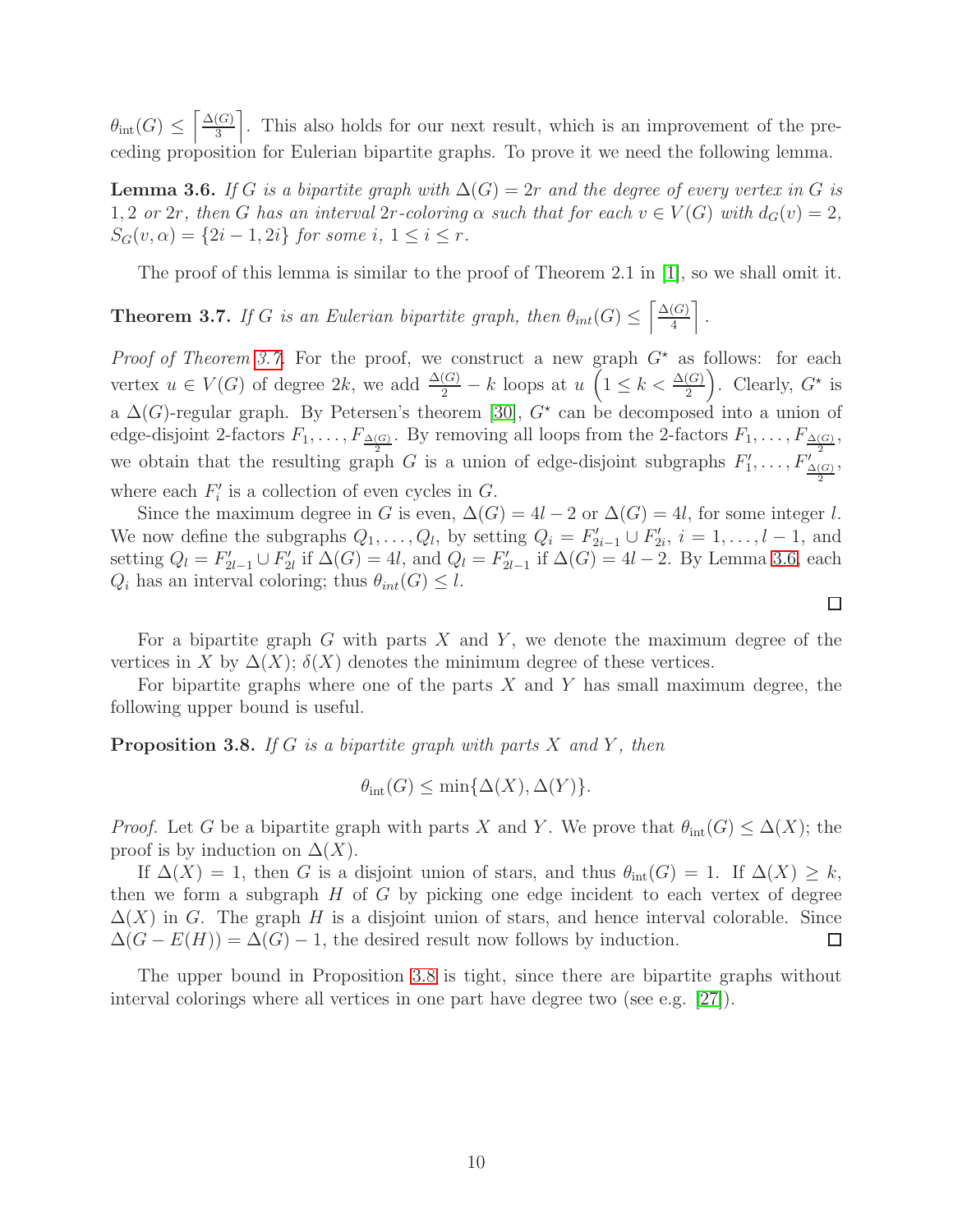$\theta_{\text{int}}(G) \leq \left\lceil \frac{\Delta(G)}{3} \right\rceil$. This also holds for our next result, which is an improvement of the preceding proposition for Eulerian bipartite graphs. To prove it we need the following lemma.

**Lemma 3.6.** *If $G$ is a bipartite graph with $\Delta(G) = 2r$ and the degree of every vertex in $G$ is $1, 2$ or $2r$, then $G$ has an interval $2r$-coloring $\alpha$ such that for each $v \in V(G)$ with $d_G(v) = 2$, $S_G(v, \alpha) = \{2i-1, 2i\}$ for some $i$, $1 \leq i \leq r$.*

The proof of this lemma is similar to the proof of Theorem 2.1 in [1], so we shall omit it.

**Theorem 3.7.** *If $G$ is an Eulerian bipartite graph, then $\theta_{int}(G) \leq \left\lceil \frac{\Delta(G)}{4} \right\rceil$.*

*Proof of Theorem 3.7.* For the proof, we construct a new graph $G^\star$ as follows: for each vertex $u \in V(G)$ of degree $2k$, we add $\frac{\Delta(G)}{2} - k$ loops at $u$ $\left(1 \leq k < \frac{\Delta(G)}{2}\right)$. Clearly, $G^\star$ is a $\Delta(G)$-regular graph. By Petersen's theorem [30], $G^\star$ can be decomposed into a union of edge-disjoint 2-factors $F_1, \ldots, F_{\frac{\Delta(G)}{2}}$. By removing all loops from the 2-factors $F_1, \ldots, F_{\frac{\Delta(G)}{2}}$, we obtain that the resulting graph $G$ is a union of edge-disjoint subgraphs $F'_1, \ldots, F'_{\frac{\Delta(G)}{2}}$, where each $F'_i$ is a collection of even cycles in $G$.

Since the maximum degree in $G$ is even, $\Delta(G) = 4l - 2$ or $\Delta(G) = 4l$, for some integer $l$. We now define the subgraphs $Q_1, \ldots, Q_l$, by setting $Q_i = F'_{2i-1} \cup F'_{2i}$, $i = 1, \ldots, l-1$, and setting $Q_l = F'_{2l-1} \cup F'_{2l}$ if $\Delta(G) = 4l$, and $Q_l = F'_{2l-1}$ if $\Delta(G) = 4l - 2$. By Lemma 3.6, each $Q_i$ has an interval coloring; thus $\theta_{int}(G) \leq l$.

□

For a bipartite graph $G$ with parts $X$ and $Y$, we denote the maximum degree of the vertices in $X$ by $\Delta(X)$; $\delta(X)$ denotes the minimum degree of these vertices.

For bipartite graphs where one of the parts $X$ and $Y$ has small maximum degree, the following upper bound is useful.

**Proposition 3.8.** *If $G$ is a bipartite graph with parts $X$ and $Y$, then*

$$\theta_{\text{int}}(G) \leq \min\{\Delta(X), \Delta(Y)\}.$$

*Proof.* Let $G$ be a bipartite graph with parts $X$ and $Y$. We prove that $\theta_{\text{int}}(G) \leq \Delta(X)$; the proof is by induction on $\Delta(X)$.

If $\Delta(X) = 1$, then $G$ is a disjoint union of stars, and thus $\theta_{\text{int}}(G) = 1$. If $\Delta(X) \geq k$, then we form a subgraph $H$ of $G$ by picking one edge incident to each vertex of degree $\Delta(X)$ in $G$. The graph $H$ is a disjoint union of stars, and hence interval colorable. Since $\Delta(G - E(H)) = \Delta(G) - 1$, the desired result now follows by induction. □

The upper bound in Proposition 3.8 is tight, since there are bipartite graphs without interval colorings where all vertices in one part have degree two (see e.g. [27]).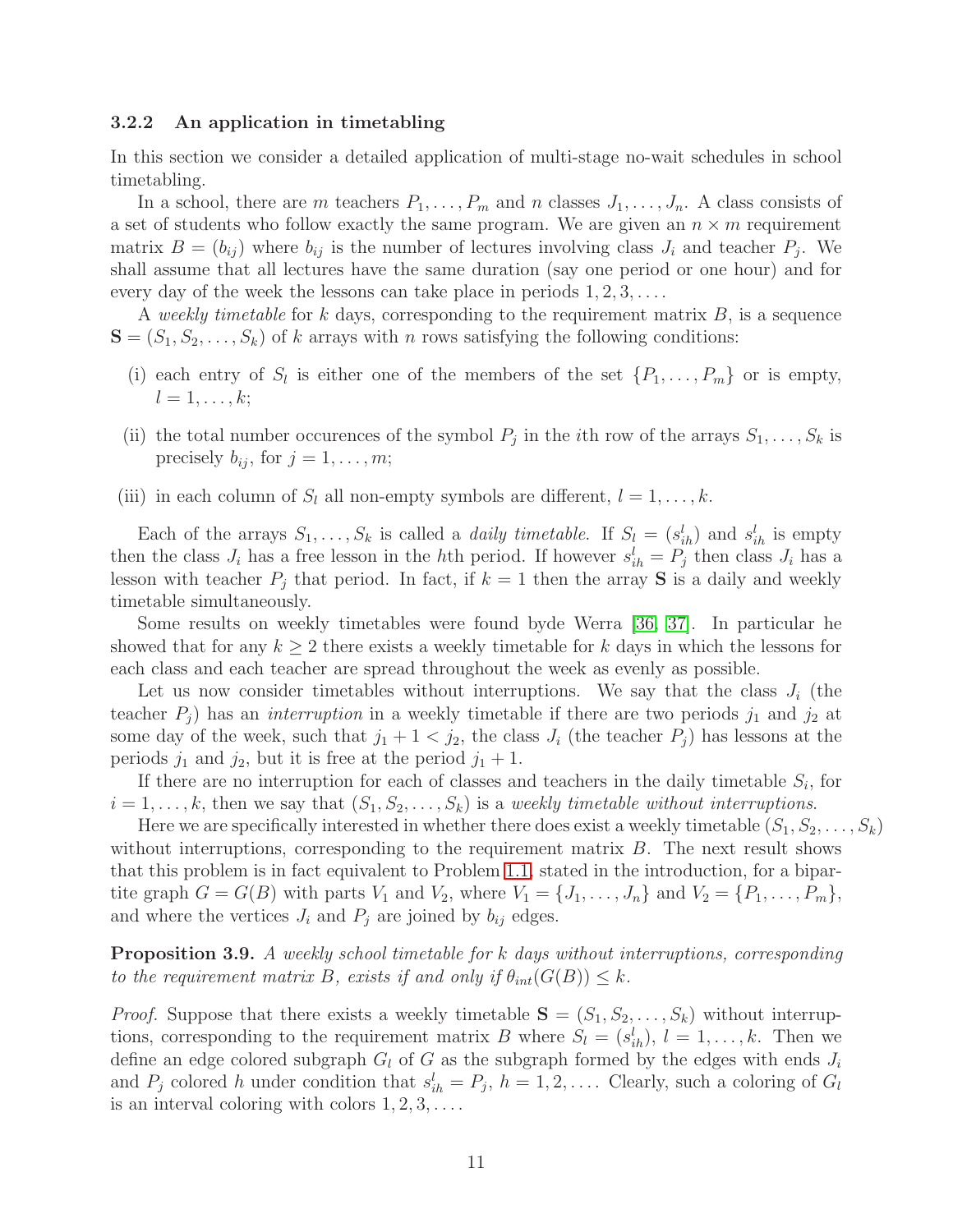### 3.2.2 An application in timetabling

In this section we consider a detailed application of multi-stage no-wait schedules in school timetabling.

In a school, there are $m$ teachers $P_1, \dots, P_m$ and $n$ classes $J_1, \dots, J_n$. A class consists of a set of students who follow exactly the same program. We are given an $n \times m$ requirement matrix $B = (b_{ij})$ where $b_{ij}$ is the number of lectures involving class $J_i$ and teacher $P_j$. We shall assume that all lectures have the same duration (say one period or one hour) and for every day of the week the lessons can take place in periods $1, 2, 3, \dots$.

A *weekly timetable* for $k$ days, corresponding to the requirement matrix $B$, is a sequence $\mathbf{S} = (S_1, S_2, \dots, S_k)$ of $k$ arrays with $n$ rows satisfying the following conditions:

(i) each entry of $S_l$ is either one of the members of the set $\{P_1, \dots, P_m\}$ or is empty, $l = 1, \dots, k$;

(ii) the total number occurences of the symbol $P_j$ in the $i$th row of the arrays $S_1, \dots, S_k$ is precisely $b_{ij}$, for $j = 1, \dots, m$;

(iii) in each column of $S_l$ all non-empty symbols are different, $l = 1, \dots, k$.

Each of the arrays $S_1, \dots, S_k$ is called a *daily timetable*. If $S_l = (s^l_{ih})$ and $s^l_{ih}$ is empty then the class $J_i$ has a free lesson in the $h$th period. If however $s^l_{ih} = P_j$ then class $J_i$ has a lesson with teacher $P_j$ that period. In fact, if $k = 1$ then the array $\mathbf{S}$ is a daily and weekly timetable simultaneously.

Some results on weekly timetables were found byde Werra [36, 37]. In particular he showed that for any $k \geq 2$ there exists a weekly timetable for $k$ days in which the lessons for each class and each teacher are spread throughout the week as evenly as possible.

Let us now consider timetables without interruptions. We say that the class $J_i$ (the teacher $P_j$) has an *interruption* in a weekly timetable if there are two periods $j_1$ and $j_2$ at some day of the week, such that $j_1 + 1 < j_2$, the class $J_i$ (the teacher $P_j$) has lessons at the periods $j_1$ and $j_2$, but it is free at the period $j_1 + 1$.

If there are no interruption for each of classes and teachers in the daily timetable $S_i$, for $i = 1, \dots, k$, then we say that $(S_1, S_2, \dots, S_k)$ is a *weekly timetable without interruptions*.

Here we are specifically interested in whether there does exist a weekly timetable $(S_1, S_2, \dots, S_k)$ without interruptions, corresponding to the requirement matrix $B$. The next result shows that this problem is in fact equivalent to Problem 1.1, stated in the introduction, for a bipartite graph $G = G(B)$ with parts $V_1$ and $V_2$, where $V_1 = \{J_1, \dots, J_n\}$ and $V_2 = \{P_1, \dots, P_m\}$, and where the vertices $J_i$ and $P_j$ are joined by $b_{ij}$ edges.

**Proposition 3.9.** *A weekly school timetable for $k$ days without interruptions, corresponding to the requirement matrix $B$, exists if and only if $\theta_{int}(G(B)) \leq k$.*

*Proof.* Suppose that there exists a weekly timetable $\mathbf{S} = (S_1, S_2, \dots, S_k)$ without interruptions, corresponding to the requirement matrix $B$ where $S_l = (s^l_{ih})$, $l = 1, \dots, k$. Then we define an edge colored subgraph $G_l$ of $G$ as the subgraph formed by the edges with ends $J_i$ and $P_j$ colored $h$ under condition that $s^l_{ih} = P_j$, $h = 1, 2, \dots$. Clearly, such a coloring of $G_l$ is an interval coloring with colors $1, 2, 3, \dots$.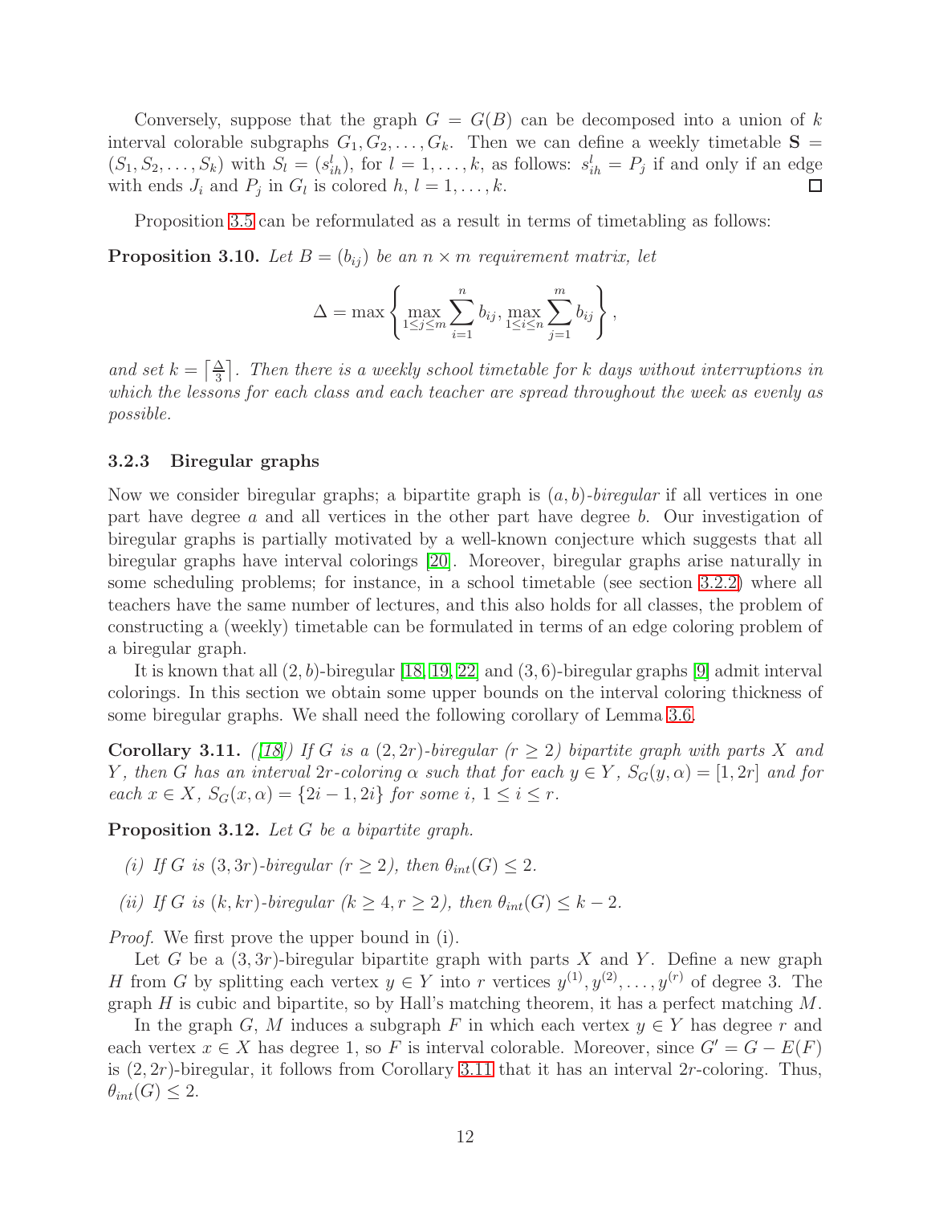Conversely, suppose that the graph $G = G(B)$ can be decomposed into a union of $k$ interval colorable subgraphs $G_1, G_2, \ldots, G_k$. Then we can define a weekly timetable $\mathbf{S} = (S_1, S_2, \ldots, S_k)$ with $S_l = (s^l_{ih})$, for $l = 1, \ldots, k$, as follows: $s^l_{ih} = P_j$ if and only if an edge with ends $J_i$ and $P_j$ in $G_l$ is colored $h$, $l = 1, \ldots, k$. □

Proposition 3.5 can be reformulated as a result in terms of timetabling as follows:

**Proposition 3.10.** *Let $B = (b_{ij})$ be an $n \times m$ requirement matrix, let*

$$\Delta = \max \left\{ \max_{1 \leq j \leq m} \sum_{i=1}^{n} b_{ij}, \max_{1 \leq i \leq n} \sum_{j=1}^{m} b_{ij} \right\},$$

*and set $k = \left\lceil \frac{\Delta}{3} \right\rceil$. Then there is a weekly school timetable for $k$ days without interruptions in which the lessons for each class and each teacher are spread throughout the week as evenly as possible.*

### 3.2.3 Biregular graphs

Now we consider biregular graphs; a bipartite graph is $(a, b)$*-biregular* if all vertices in one part have degree $a$ and all vertices in the other part have degree $b$. Our investigation of biregular graphs is partially motivated by a well-known conjecture which suggests that all biregular graphs have interval colorings [20]. Moreover, biregular graphs arise naturally in some scheduling problems; for instance, in a school timetable (see section 3.2.2) where all teachers have the same number of lectures, and this also holds for all classes, the problem of constructing a (weekly) timetable can be formulated in terms of an edge coloring problem of a biregular graph.

It is known that all $(2, b)$-biregular [18, 19, 22] and $(3, 6)$-biregular graphs [9] admit interval colorings. In this section we obtain some upper bounds on the interval coloring thickness of some biregular graphs. We shall need the following corollary of Lemma 3.6.

**Corollary 3.11.** *([18]) If $G$ is a $(2, 2r)$-biregular ($r \geq 2$) bipartite graph with parts $X$ and $Y$, then $G$ has an interval $2r$-coloring $\alpha$ such that for each $y \in Y$, $S_G(y, \alpha) = [1, 2r]$ and for each $x \in X$, $S_G(x, \alpha) = \{2i - 1, 2i\}$ for some $i$, $1 \leq i \leq r$.*

**Proposition 3.12.** *Let $G$ be a bipartite graph.*

*(i) If $G$ is $(3, 3r)$-biregular ($r \geq 2$), then $\theta_{int}(G) \leq 2$.*

*(ii) If $G$ is $(k, kr)$-biregular ($k \geq 4, r \geq 2$), then $\theta_{int}(G) \leq k - 2$.*

*Proof.* We first prove the upper bound in (i).

Let $G$ be a $(3, 3r)$-biregular bipartite graph with parts $X$ and $Y$. Define a new graph $H$ from $G$ by splitting each vertex $y \in Y$ into $r$ vertices $y^{(1)}, y^{(2)}, \ldots, y^{(r)}$ of degree 3. The graph $H$ is cubic and bipartite, so by Hall's matching theorem, it has a perfect matching $M$.

In the graph $G$, $M$ induces a subgraph $F$ in which each vertex $y \in Y$ has degree $r$ and each vertex $x \in X$ has degree 1, so $F$ is interval colorable. Moreover, since $G' = G - E(F)$ is $(2, 2r)$-biregular, it follows from Corollary 3.11 that it has an interval $2r$-coloring. Thus, $\theta_{int}(G) \leq 2$.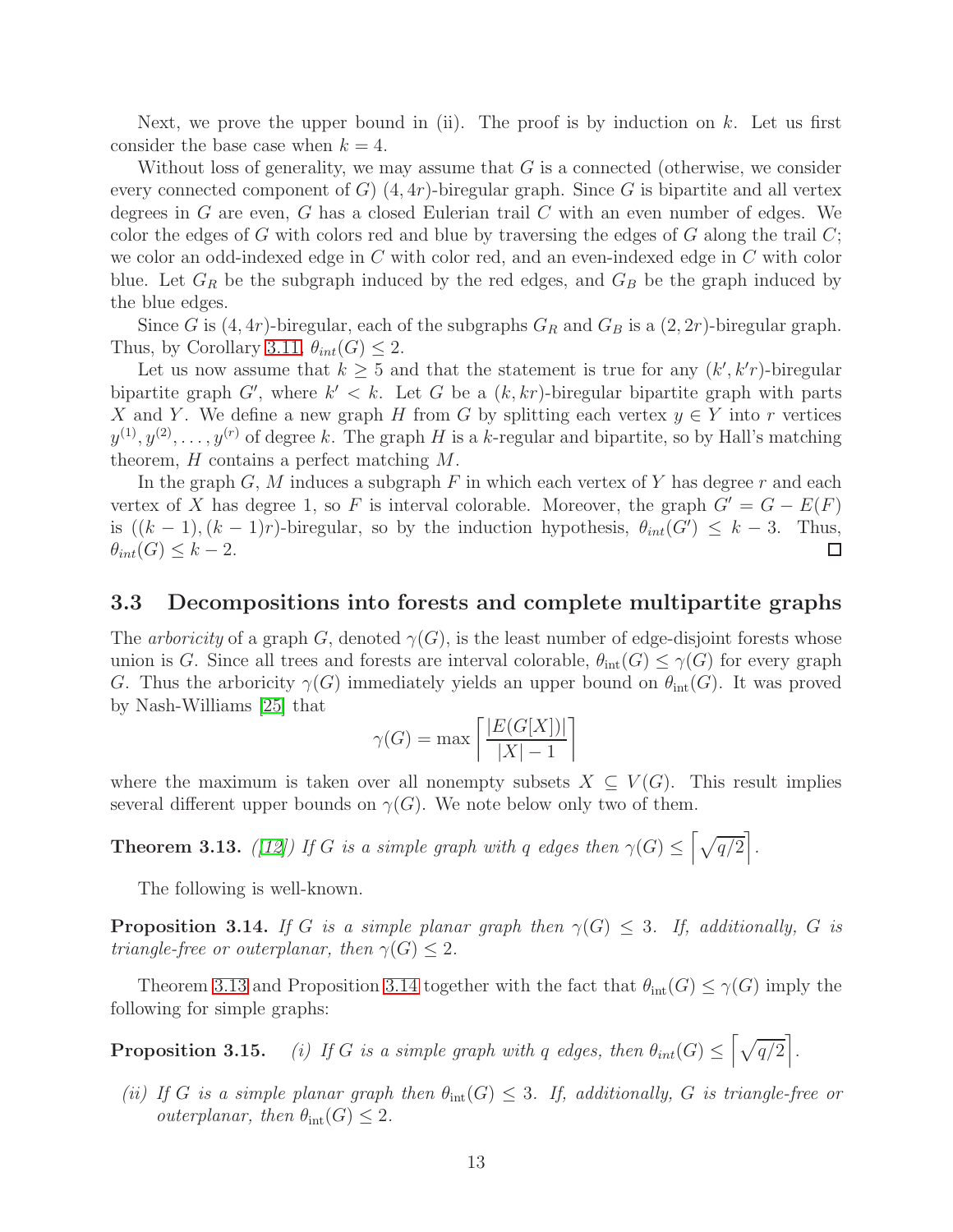Next, we prove the upper bound in (ii). The proof is by induction on $k$. Let us first consider the base case when $k = 4$.

Without loss of generality, we may assume that $G$ is a connected (otherwise, we consider every connected component of $G$) $(4, 4r)$-biregular graph. Since $G$ is bipartite and all vertex degrees in $G$ are even, $G$ has a closed Eulerian trail $C$ with an even number of edges. We color the edges of $G$ with colors red and blue by traversing the edges of $G$ along the trail $C$; we color an odd-indexed edge in $C$ with color red, and an even-indexed edge in $C$ with color blue. Let $G_R$ be the subgraph induced by the red edges, and $G_B$ be the graph induced by the blue edges.

Since $G$ is $(4, 4r)$-biregular, each of the subgraphs $G_R$ and $G_B$ is a $(2, 2r)$-biregular graph. Thus, by Corollary 3.11, $\theta_{int}(G) \leq 2$.

Let us now assume that $k \geq 5$ and that the statement is true for any $(k', k'r)$-biregular bipartite graph $G'$, where $k' < k$. Let $G$ be a $(k, kr)$-biregular bipartite graph with parts $X$ and $Y$. We define a new graph $H$ from $G$ by splitting each vertex $y \in Y$ into $r$ vertices $y^{(1)}, y^{(2)}, \dots, y^{(r)}$ of degree $k$. The graph $H$ is a $k$-regular and bipartite, so by Hall's matching theorem, $H$ contains a perfect matching $M$.

In the graph $G$, $M$ induces a subgraph $F$ in which each vertex of $Y$ has degree $r$ and each vertex of $X$ has degree 1, so $F$ is interval colorable. Moreover, the graph $G' = G - E(F)$ is $((k-1), (k-1)r)$-biregular, so by the induction hypothesis, $\theta_{int}(G') \leq k - 3$. Thus, $\theta_{int}(G) \leq k - 2$. □

### 3.3 Decompositions into forests and complete multipartite graphs

The *arboricity* of a graph $G$, denoted $\gamma(G)$, is the least number of edge-disjoint forests whose union is $G$. Since all trees and forests are interval colorable, $\theta_{\text{int}}(G) \leq \gamma(G)$ for every graph $G$. Thus the arboricity $\gamma(G)$ immediately yields an upper bound on $\theta_{\text{int}}(G)$. It was proved by Nash-Williams [25] that

$$\gamma(G) = \max \left\lceil \frac{|E(G[X])|}{|X| - 1} \right\rceil$$

where the maximum is taken over all nonempty subsets $X \subseteq V(G)$. This result implies several different upper bounds on $\gamma(G)$. We note below only two of them.

**Theorem 3.13.** *([12]) If $G$ is a simple graph with $q$ edges then $\gamma(G) \leq \left\lceil \sqrt{q/2} \right\rceil$.*

The following is well-known.

**Proposition 3.14.** *If $G$ is a simple planar graph then $\gamma(G) \leq 3$. If, additionally, $G$ is triangle-free or outerplanar, then $\gamma(G) \leq 2$.*

Theorem 3.13 and Proposition 3.14 together with the fact that $\theta_{\text{int}}(G) \leq \gamma(G)$ imply the following for simple graphs:

**Proposition 3.15.** *(i) If $G$ is a simple graph with $q$ edges, then $\theta_{int}(G) \leq \left\lceil \sqrt{q/2} \right\rceil$.*

*(ii) If $G$ is a simple planar graph then $\theta_{\text{int}}(G) \leq 3$. If, additionally, $G$ is triangle-free or outerplanar, then $\theta_{\text{int}}(G) \leq 2$.*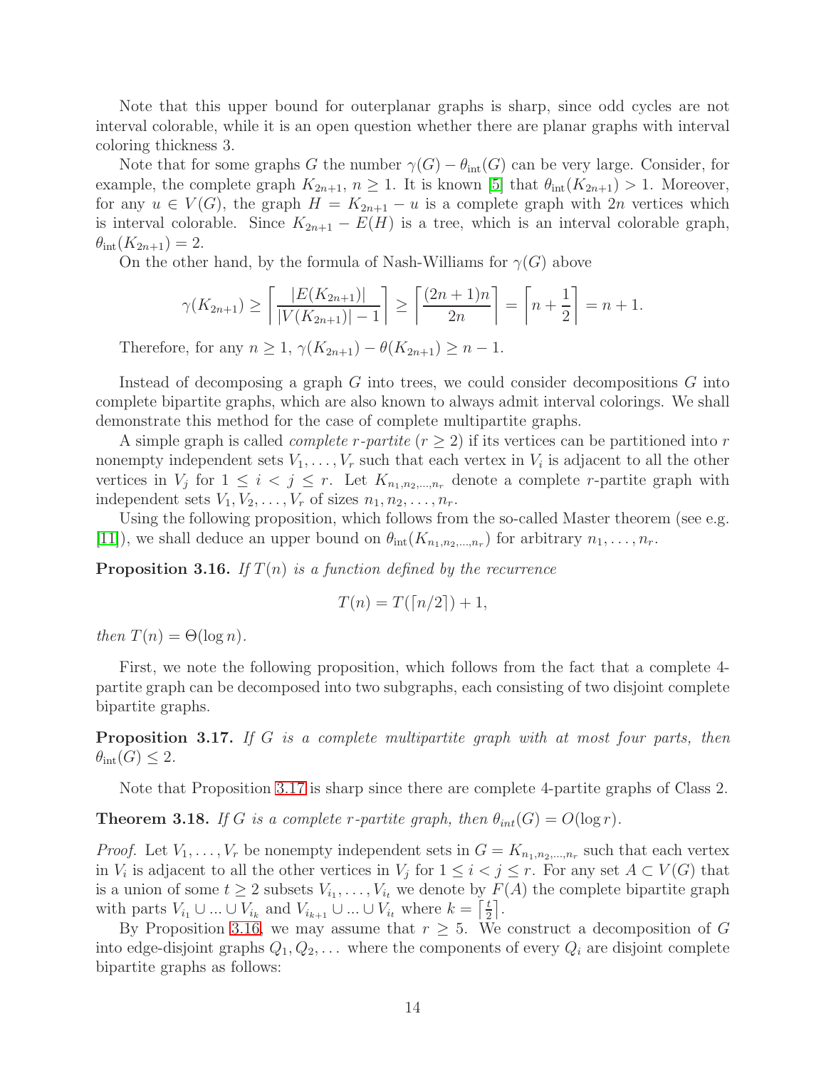Note that this upper bound for outerplanar graphs is sharp, since odd cycles are not interval colorable, while it is an open question whether there are planar graphs with interval coloring thickness 3.

Note that for some graphs $G$ the number $\gamma(G) - \theta_{\rm int}(G)$ can be very large. Consider, for example, the complete graph $K_{2n+1}$, $n \geq 1$. It is known [5] that $\theta_{\rm int}(K_{2n+1}) > 1$. Moreover, for any $u \in V(G)$, the graph $H = K_{2n+1} - u$ is a complete graph with $2n$ vertices which is interval colorable. Since $K_{2n+1} - E(H)$ is a tree, which is an interval colorable graph, $\theta_{\rm int}(K_{2n+1}) = 2$.

On the other hand, by the formula of Nash-Williams for $\gamma(G)$ above

$$\gamma(K_{2n+1}) \geq \left\lceil \frac{|E(K_{2n+1})|}{|V(K_{2n+1})| - 1} \right\rceil \geq \left\lceil \frac{(2n+1)n}{2n} \right\rceil = \left\lceil n + \frac{1}{2} \right\rceil = n + 1.$$

Therefore, for any $n \geq 1$, $\gamma(K_{2n+1}) - \theta(K_{2n+1}) \geq n - 1$.

Instead of decomposing a graph $G$ into trees, we could consider decompositions $G$ into complete bipartite graphs, which are also known to always admit interval colorings. We shall demonstrate this method for the case of complete multipartite graphs.

A simple graph is called *complete $r$-partite* ($r \geq 2$) if its vertices can be partitioned into $r$ nonempty independent sets $V_1, \dots, V_r$ such that each vertex in $V_i$ is adjacent to all the other vertices in $V_j$ for $1 \leq i < j \leq r$. Let $K_{n_1,n_2,\dots,n_r}$ denote a complete $r$-partite graph with independent sets $V_1, V_2, \dots, V_r$ of sizes $n_1, n_2, \dots, n_r$.

Using the following proposition, which follows from the so-called Master theorem (see e.g. [11]), we shall deduce an upper bound on $\theta_{\rm int}(K_{n_1,n_2,\dots,n_r})$ for arbitrary $n_1, \dots, n_r$.

**Proposition 3.16.** *If $T(n)$ is a function defined by the recurrence*

$$T(n) = T(\lceil n/2 \rceil) + 1,$$

*then $T(n) = \Theta(\log n)$.*

First, we note the following proposition, which follows from the fact that a complete 4-partite graph can be decomposed into two subgraphs, each consisting of two disjoint complete bipartite graphs.

**Proposition 3.17.** *If $G$ is a complete multipartite graph with at most four parts, then $\theta_{\rm int}(G) \leq 2$.*

Note that Proposition 3.17 is sharp since there are complete 4-partite graphs of Class 2.

**Theorem 3.18.** *If $G$ is a complete $r$-partite graph, then $\theta_{int}(G) = O(\log r)$.*

*Proof.* Let $V_1, \dots, V_r$ be nonempty independent sets in $G = K_{n_1,n_2,\dots,n_r}$ such that each vertex in $V_i$ is adjacent to all the other vertices in $V_j$ for $1 \leq i < j \leq r$. For any set $A \subset V(G)$ that is a union of some $t \geq 2$ subsets $V_{i_1}, \dots, V_{i_t}$ we denote by $F(A)$ the complete bipartite graph with parts $V_{i_1} \cup \dots \cup V_{i_k}$ and $V_{i_{k+1}} \cup \dots \cup V_{i_t}$ where $k = \left\lceil \frac{t}{2} \right\rceil$.

By Proposition 3.16, we may assume that $r \geq 5$. We construct a decomposition of $G$ into edge-disjoint graphs $Q_1, Q_2, \dots$ where the components of every $Q_i$ are disjoint complete bipartite graphs as follows: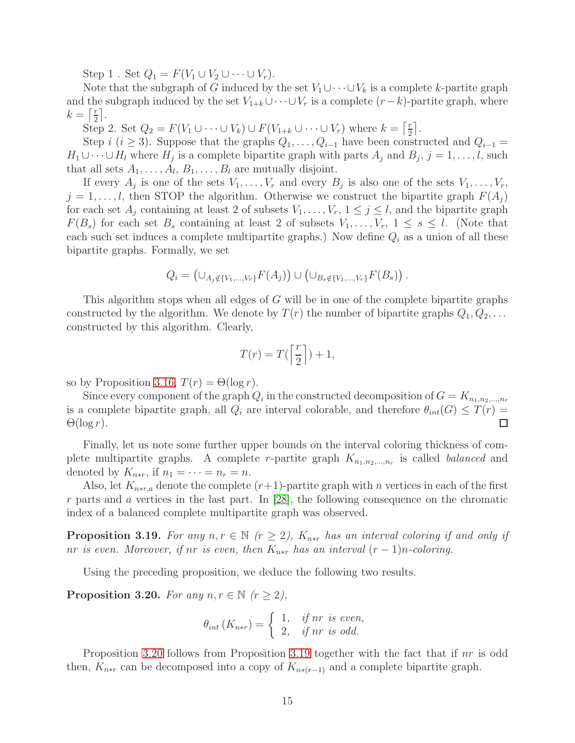Step 1 . Set $Q_1 = F(V_1 \cup V_2 \cup \cdots \cup V_r)$.

Note that the subgraph of $G$ induced by the set $V_1 \cup \cdots \cup V_k$ is a complete $k$-partite graph and the subgraph induced by the set $V_{1+k} \cup \cdots \cup V_r$ is a complete $(r-k)$-partite graph, where $k = \left\lceil \frac{r}{2} \right\rceil$.

Step 2. Set $Q_2 = F(V_1 \cup \cdots \cup V_k) \cup F(V_{1+k} \cup \cdots \cup V_r)$ where $k = \left\lceil \frac{r}{2} \right\rceil$.

Step $i$ ($i \geq 3$). Suppose that the graphs $Q_1, \ldots, Q_{i-1}$ have been constructed and $Q_{i-1} = H_1 \cup \cdots \cup H_l$ where $H_j$ is a complete bipartite graph with parts $A_j$ and $B_j$, $j = 1, \ldots, l$, such that all sets $A_1, \ldots, A_l$, $B_1, \ldots, B_l$ are mutually disjoint.

If every $A_j$ is one of the sets $V_1, \ldots, V_r$ and every $B_j$ is also one of the sets $V_1, \ldots, V_r$, $j = 1, \ldots, l$, then STOP the algorithm. Otherwise we construct the bipartite graph $F(A_j)$ for each set $A_j$ containing at least 2 of subsets $V_1, \ldots, V_r$, $1 \leq j \leq l$, and the bipartite graph $F(B_s)$ for each set $B_s$ containing at least 2 of subsets $V_1, \ldots, V_r$, $1 \leq s \leq l$. (Note that each such set induces a complete multipartite graphs.) Now define $Q_i$ as a union of all these bipartite graphs. Formally, we set

$$Q_i = \left(\cup_{A_j \notin \{V_1, \ldots, V_r\}} F(A_j)\right) \cup \left(\cup_{B_s \notin \{V_1, \ldots, V_r\}} F(B_s)\right).$$

This algorithm stops when all edges of $G$ will be in one of the complete bipartite graphs constructed by the algorithm. We denote by $T(r)$ the number of bipartite graphs $Q_1, Q_2, \ldots$ constructed by this algorithm. Clearly,

$$T(r) = T(\left\lceil \frac{r}{2} \right\rceil) + 1,$$

so by Proposition 3.16, $T(r) = \Theta(\log r)$.

Since every component of the graph $Q_i$ in the constructed decomposition of $G = K_{n_1, n_2, \ldots, n_r}$ is a complete bipartite graph, all $Q_i$ are interval colorable, and therefore $\theta_{int}(G) \leq T(r) = \Theta(\log r)$. $\square$

Finally, let us note some further upper bounds on the interval coloring thickness of complete multipartite graphs. A complete $r$-partite graph $K_{n_1, n_2, \ldots, n_r}$ is called *balanced* and denoted by $K_{n*r}$, if $n_1 = \cdots = n_r = n$.

Also, let $K_{n*r,a}$ denote the complete $(r+1)$-partite graph with $n$ vertices in each of the first $r$ parts and $a$ vertices in the last part. In [28], the following consequence on the chromatic index of a balanced complete multipartite graph was observed.

**Proposition 3.19.** *For any $n, r \in \mathbb{N}$ ($r \geq 2$), $K_{n*r}$ has an interval coloring if and only if $nr$ is even. Moreover, if $nr$ is even, then $K_{n*r}$ has an interval $(r-1)n$-coloring.*

Using the preceding proposition, we deduce the following two results.

**Proposition 3.20.** *For any $n, r \in \mathbb{N}$ ($r \geq 2$),*

$$\theta_{int}\left(K_{n*r}\right) = \begin{cases} 1, & \text{if } nr \text{ is even,} \\ 2, & \text{if } nr \text{ is odd.} \end{cases}$$

Proposition 3.20 follows from Proposition 3.19 together with the fact that if $nr$ is odd then, $K_{n*r}$ can be decomposed into a copy of $K_{n*(r-1)}$ and a complete bipartite graph.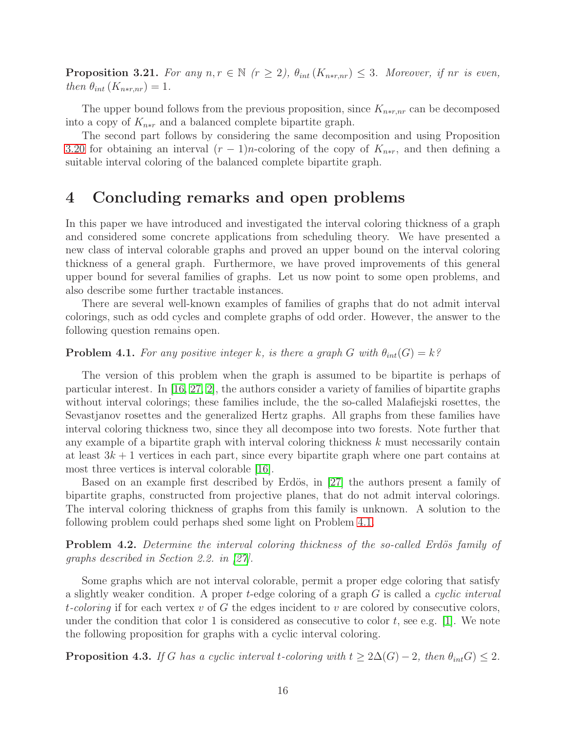**Proposition 3.21.** *For any $n, r \in \mathbb{N}$ ($r \geq 2$), $\theta_{int}(K_{n*r,nr}) \leq 3$. Moreover, if $nr$ is even, then $\theta_{int}(K_{n*r,nr}) = 1$.*

The upper bound follows from the previous proposition, since $K_{n*r,nr}$ can be decomposed into a copy of $K_{n*r}$ and a balanced complete bipartite graph.

The second part follows by considering the same decomposition and using Proposition 3.20 for obtaining an interval $(r-1)n$-coloring of the copy of $K_{n*r}$, and then defining a suitable interval coloring of the balanced complete bipartite graph.

# 4 Concluding remarks and open problems

In this paper we have introduced and investigated the interval coloring thickness of a graph and considered some concrete applications from scheduling theory. We have presented a new class of interval colorable graphs and proved an upper bound on the interval coloring thickness of a general graph. Furthermore, we have proved improvements of this general upper bound for several families of graphs. Let us now point to some open problems, and also describe some further tractable instances.

There are several well-known examples of families of graphs that do not admit interval colorings, such as odd cycles and complete graphs of odd order. However, the answer to the following question remains open.

**Problem 4.1.** *For any positive integer $k$, is there a graph $G$ with $\theta_{int}(G) = k$?*

The version of this problem when the graph is assumed to be bipartite is perhaps of particular interest. In [16, 27, 2], the authors consider a variety of families of bipartite graphs without interval colorings; these families include, the the so-called Malafiejski rosettes, the Sevastjanov rosettes and the generalized Hertz graphs. All graphs from these families have interval coloring thickness two, since they all decompose into two forests. Note further that any example of a bipartite graph with interval coloring thickness $k$ must necessarily contain at least $3k+1$ vertices in each part, since every bipartite graph where one part contains at most three vertices is interval colorable [16].

Based on an example first described by Erdös, in [27] the authors present a family of bipartite graphs, constructed from projective planes, that do not admit interval colorings. The interval coloring thickness of graphs from this family is unknown. A solution to the following problem could perhaps shed some light on Problem 4.1.

**Problem 4.2.** *Determine the interval coloring thickness of the so-called Erdös family of graphs described in Section 2.2. in [27].*

Some graphs which are not interval colorable, permit a proper edge coloring that satisfy a slightly weaker condition. A proper $t$-edge coloring of a graph $G$ is called a *cyclic interval $t$-coloring* if for each vertex $v$ of $G$ the edges incident to $v$ are colored by consecutive colors, under the condition that color 1 is considered as consecutive to color $t$, see e.g. [1]. We note the following proposition for graphs with a cyclic interval coloring.

**Proposition 4.3.** *If $G$ has a cyclic interval $t$-coloring with $t \geq 2\Delta(G) - 2$, then $\theta_{int} G) \leq 2$.*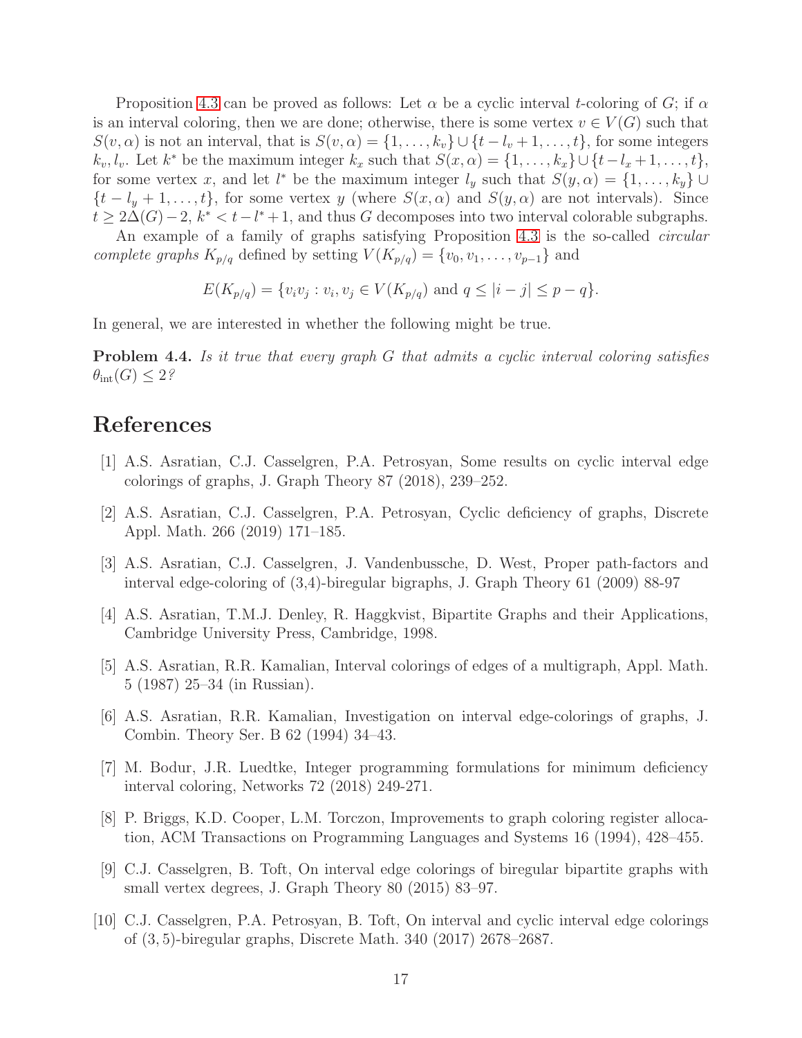Proposition 4.3 can be proved as follows: Let $\alpha$ be a cyclic interval $t$-coloring of $G$; if $\alpha$ is an interval coloring, then we are done; otherwise, there is some vertex $v \in V(G)$ such that $S(v, \alpha)$ is not an interval, that is $S(v, \alpha) = \{1, \dots, k_v\} \cup \{t - l_v + 1, \dots, t\}$, for some integers $k_v, l_v$. Let $k^*$ be the maximum integer $k_x$ such that $S(x, \alpha) = \{1, \dots, k_x\} \cup \{t - l_x + 1, \dots, t\}$, for some vertex $x$, and let $l^*$ be the maximum integer $l_y$ such that $S(y, \alpha) = \{1, \dots, k_y\} \cup \{t - l_y + 1, \dots, t\}$, for some vertex $y$ (where $S(x, \alpha)$ and $S(y, \alpha)$ are not intervals). Since $t \geq 2\Delta(G) - 2$, $k^* < t - l^* + 1$, and thus $G$ decomposes into two interval colorable subgraphs.

An example of a family of graphs satisfying Proposition 4.3 is the so-called *circular complete graphs* $K_{p/q}$ defined by setting $V(K_{p/q}) = \{v_0, v_1, \dots, v_{p-1}\}$ and

$$E(K_{p/q}) = \{v_i v_j : v_i, v_j \in V(K_{p/q}) \text{ and } q \leq |i - j| \leq p - q\}.$$

In general, we are interested in whether the following might be true.

**Problem 4.4.** *Is it true that every graph $G$ that admits a cyclic interval coloring satisfies $\theta_{\text{int}}(G) \leq 2$?*

# References

[1] A.S. Asratian, C.J. Casselgren, P.A. Petrosyan, Some results on cyclic interval edge colorings of graphs, J. Graph Theory 87 (2018), 239–252.

[2] A.S. Asratian, C.J. Casselgren, P.A. Petrosyan, Cyclic deficiency of graphs, Discrete Appl. Math. 266 (2019) 171–185.

[3] A.S. Asratian, C.J. Casselgren, J. Vandenbussche, D. West, Proper path-factors and interval edge-coloring of (3,4)-biregular bigraphs, J. Graph Theory 61 (2009) 88-97

[4] A.S. Asratian, T.M.J. Denley, R. Haggkvist, Bipartite Graphs and their Applications, Cambridge University Press, Cambridge, 1998.

[5] A.S. Asratian, R.R. Kamalian, Interval colorings of edges of a multigraph, Appl. Math. 5 (1987) 25–34 (in Russian).

[6] A.S. Asratian, R.R. Kamalian, Investigation on interval edge-colorings of graphs, J. Combin. Theory Ser. B 62 (1994) 34–43.

[7] M. Bodur, J.R. Luedtke, Integer programming formulations for minimum deficiency interval coloring, Networks 72 (2018) 249-271.

[8] P. Briggs, K.D. Cooper, L.M. Torczon, Improvements to graph coloring register allocation, ACM Transactions on Programming Languages and Systems 16 (1994), 428–455.

[9] C.J. Casselgren, B. Toft, On interval edge colorings of biregular bipartite graphs with small vertex degrees, J. Graph Theory 80 (2015) 83–97.

[10] C.J. Casselgren, P.A. Petrosyan, B. Toft, On interval and cyclic interval edge colorings of $(3, 5)$-biregular graphs, Discrete Math. 340 (2017) 2678–2687.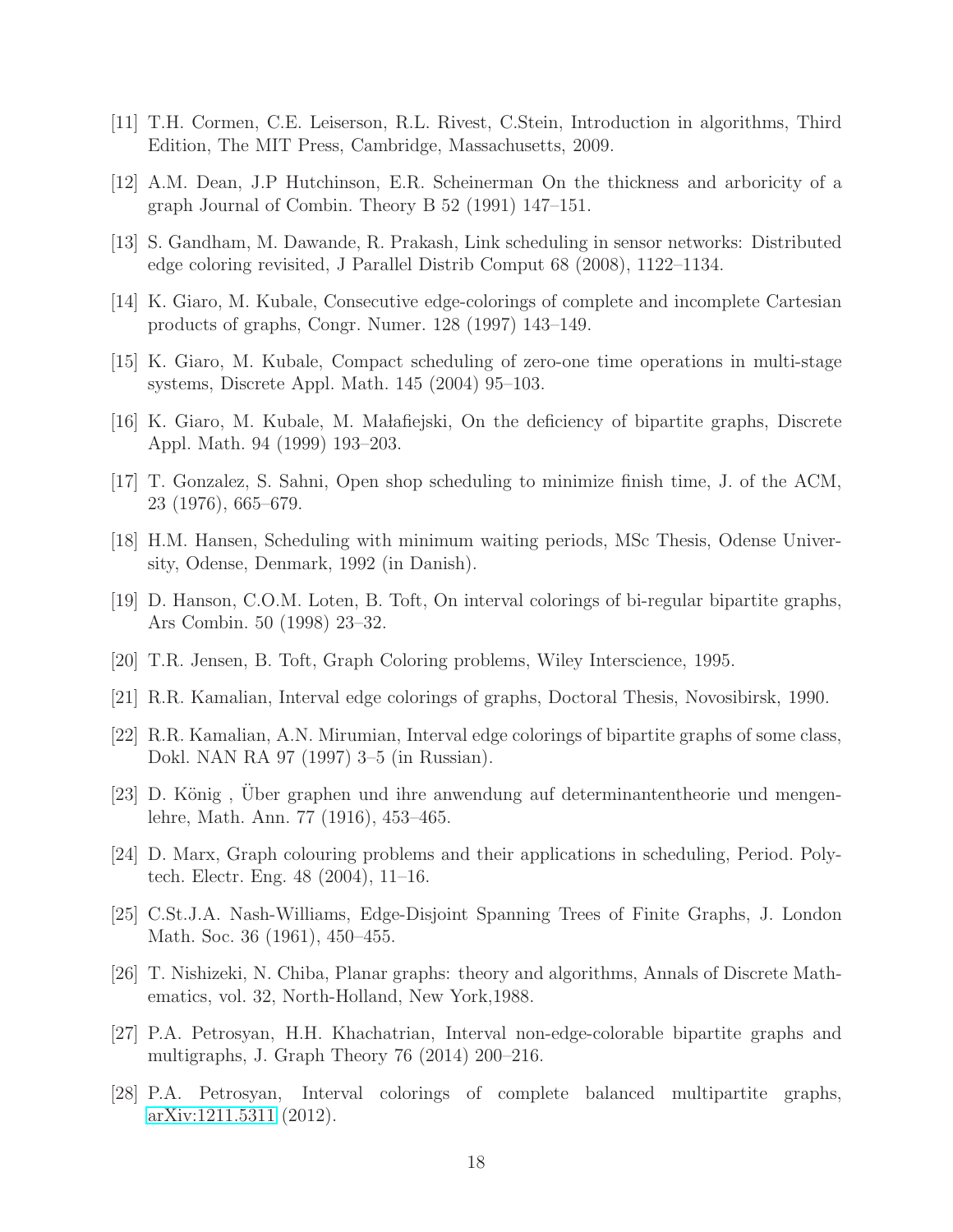[11] T.H. Cormen, C.E. Leiserson, R.L. Rivest, C.Stein, Introduction in algorithms, Third Edition, The MIT Press, Cambridge, Massachusetts, 2009.

[12] A.M. Dean, J.P Hutchinson, E.R. Scheinerman On the thickness and arboricity of a graph Journal of Combin. Theory B 52 (1991) 147–151.

[13] S. Gandham, M. Dawande, R. Prakash, Link scheduling in sensor networks: Distributed edge coloring revisited, J Parallel Distrib Comput 68 (2008), 1122–1134.

[14] K. Giaro, M. Kubale, Consecutive edge-colorings of complete and incomplete Cartesian products of graphs, Congr. Numer. 128 (1997) 143–149.

[15] K. Giaro, M. Kubale, Compact scheduling of zero-one time operations in multi-stage systems, Discrete Appl. Math. 145 (2004) 95–103.

[16] K. Giaro, M. Kubale, M. Małafiejski, On the deficiency of bipartite graphs, Discrete Appl. Math. 94 (1999) 193–203.

[17] T. Gonzalez, S. Sahni, Open shop scheduling to minimize finish time, J. of the ACM, 23 (1976), 665–679.

[18] H.M. Hansen, Scheduling with minimum waiting periods, MSc Thesis, Odense University, Odense, Denmark, 1992 (in Danish).

[19] D. Hanson, C.O.M. Loten, B. Toft, On interval colorings of bi-regular bipartite graphs, Ars Combin. 50 (1998) 23–32.

[20] T.R. Jensen, B. Toft, Graph Coloring problems, Wiley Interscience, 1995.

[21] R.R. Kamalian, Interval edge colorings of graphs, Doctoral Thesis, Novosibirsk, 1990.

[22] R.R. Kamalian, A.N. Mirumian, Interval edge colorings of bipartite graphs of some class, Dokl. NAN RA 97 (1997) 3–5 (in Russian).

[23] D. König , Über graphen und ihre anwendung auf determinantentheorie und mengenlehre, Math. Ann. 77 (1916), 453–465.

[24] D. Marx, Graph colouring problems and their applications in scheduling, Period. Polytech. Electr. Eng. 48 (2004), 11–16.

[25] C.St.J.A. Nash-Williams, Edge-Disjoint Spanning Trees of Finite Graphs, J. London Math. Soc. 36 (1961), 450–455.

[26] T. Nishizeki, N. Chiba, Planar graphs: theory and algorithms, Annals of Discrete Mathematics, vol. 32, North-Holland, New York,1988.

[27] P.A. Petrosyan, H.H. Khachatrian, Interval non-edge-colorable bipartite graphs and multigraphs, J. Graph Theory 76 (2014) 200–216.

[28] P.A. Petrosyan, Interval colorings of complete balanced multipartite graphs, arXiv:1211.5311 (2012).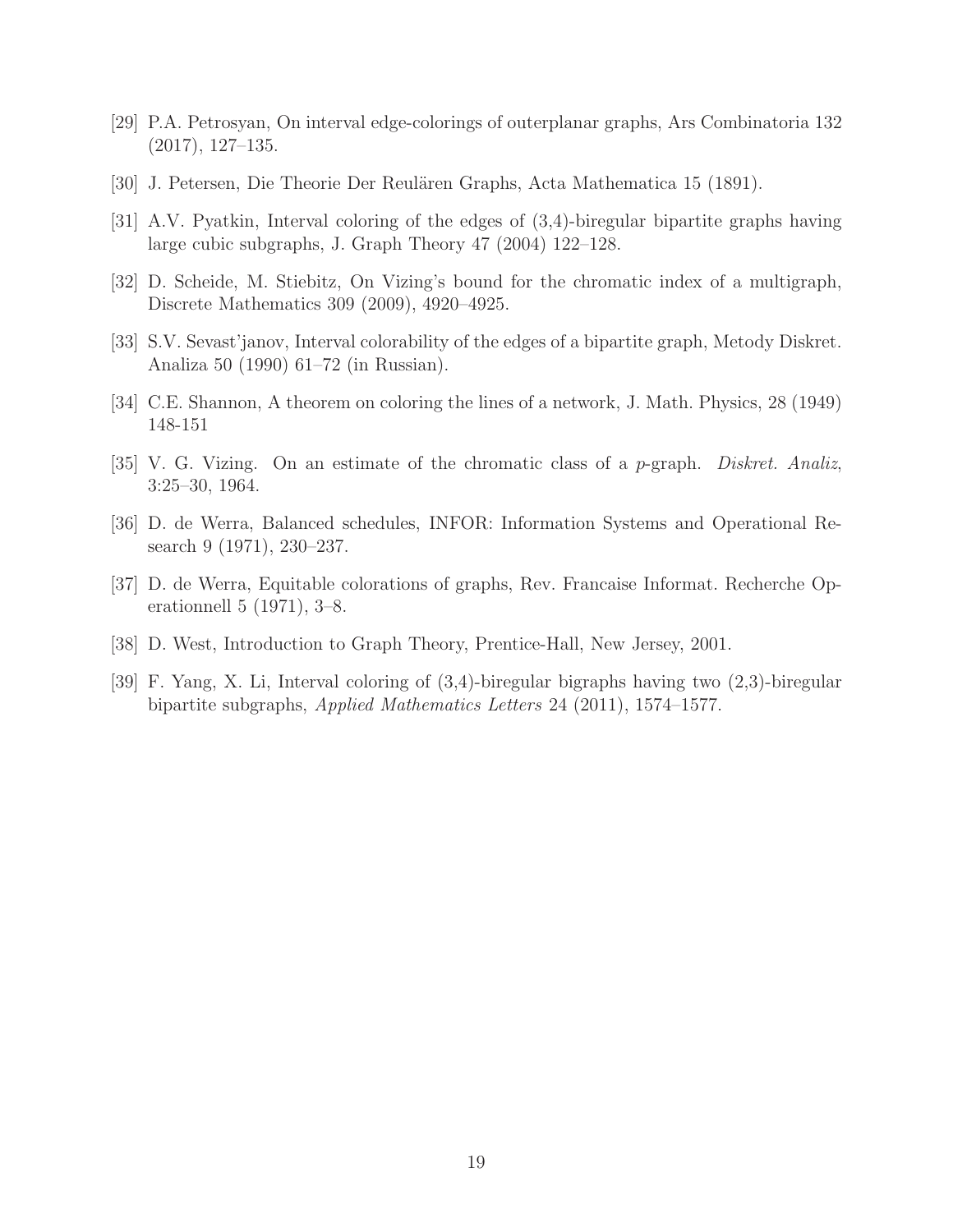[29] P.A. Petrosyan, On interval edge-colorings of outerplanar graphs, Ars Combinatoria 132 (2017), 127–135.

[30] J. Petersen, Die Theorie Der Reulären Graphs, Acta Mathematica 15 (1891).

[31] A.V. Pyatkin, Interval coloring of the edges of (3,4)-biregular bipartite graphs having large cubic subgraphs, J. Graph Theory 47 (2004) 122–128.

[32] D. Scheide, M. Stiebitz, On Vizing's bound for the chromatic index of a multigraph, Discrete Mathematics 309 (2009), 4920–4925.

[33] S.V. Sevast'janov, Interval colorability of the edges of a bipartite graph, Metody Diskret. Analiza 50 (1990) 61–72 (in Russian).

[34] C.E. Shannon, A theorem on coloring the lines of a network, J. Math. Physics, 28 (1949) 148-151

[35] V. G. Vizing. On an estimate of the chromatic class of a $p$-graph. *Diskret. Analiz*, 3:25–30, 1964.

[36] D. de Werra, Balanced schedules, INFOR: Information Systems and Operational Research 9 (1971), 230–237.

[37] D. de Werra, Equitable colorations of graphs, Rev. Francaise Informat. Recherche Operationnell 5 (1971), 3–8.

[38] D. West, Introduction to Graph Theory, Prentice-Hall, New Jersey, 2001.

[39] F. Yang, X. Li, Interval coloring of (3,4)-biregular bigraphs having two (2,3)-biregular bipartite subgraphs, *Applied Mathematics Letters* 24 (2011), 1574–1577.